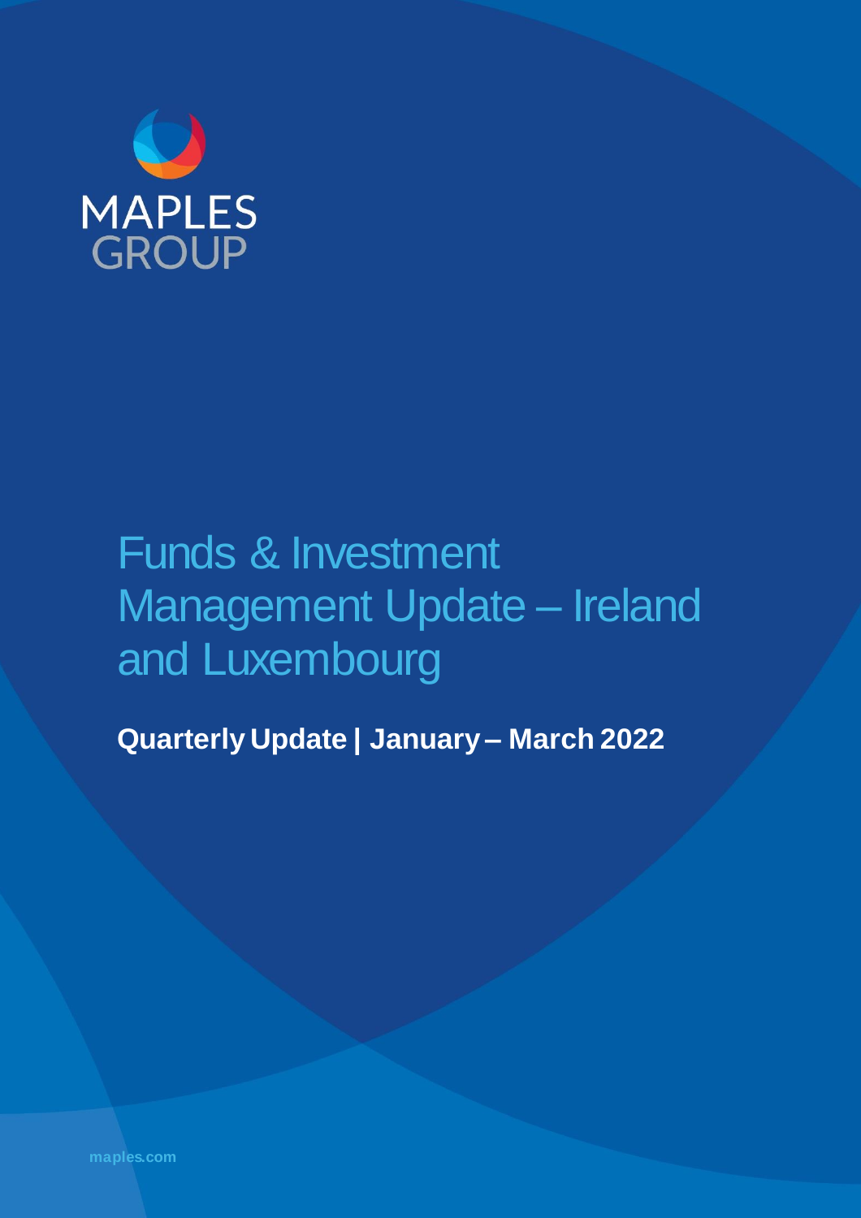MAPLES GROUP

# Funds & Investment Management Update – Ireland and Luxembourg

**Quarterly Update | January – March 2022**

maples.com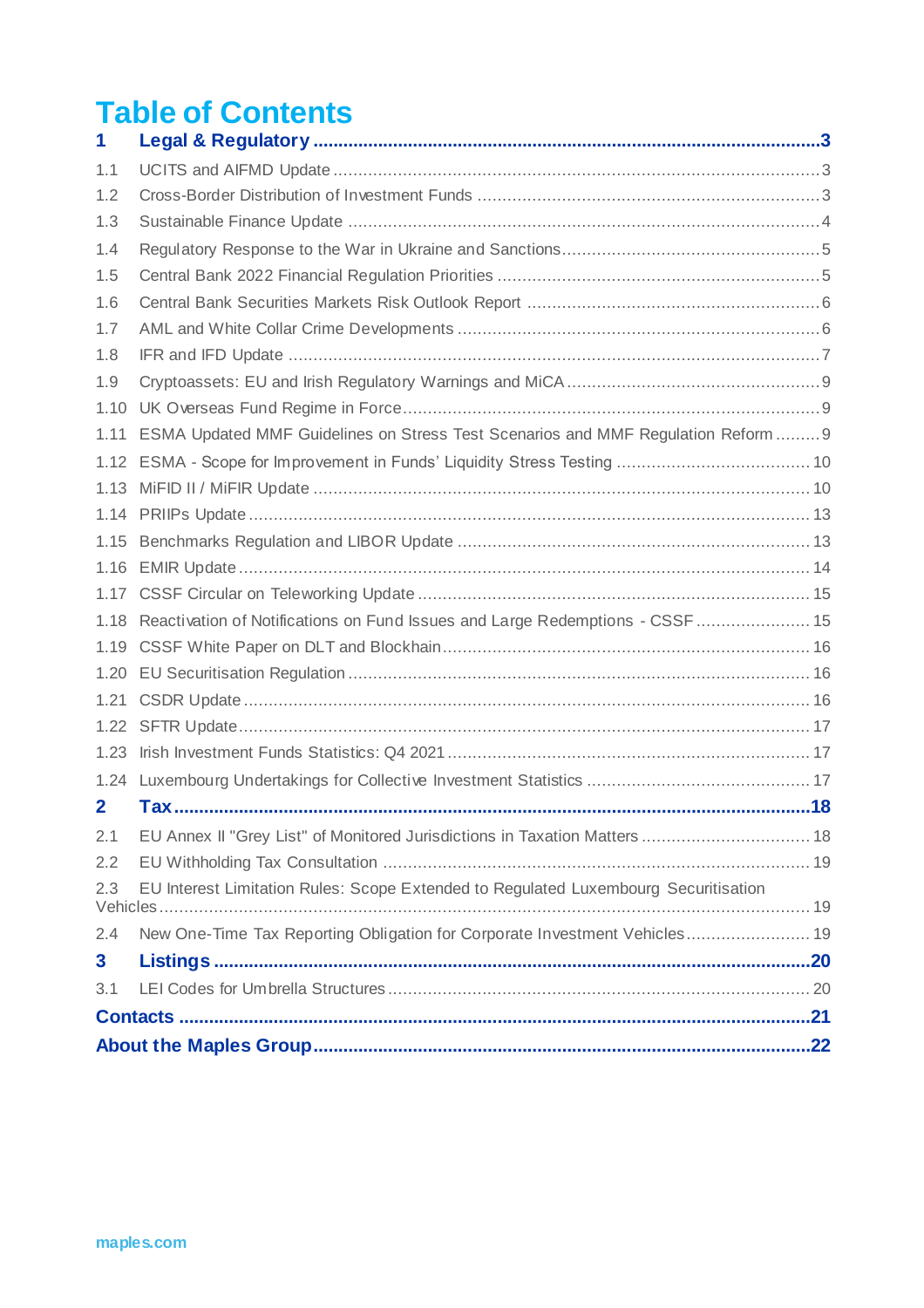# Table of Contents

**1 Legal & Regulatory** ..... **3**

1.1 UCITS and AIFMD Update ..... 3

1.2 Cross-Border Distribution of Investment Funds ..... 3

1.3 Sustainable Finance Update ..... 4

1.4 Regulatory Response to the War in Ukraine and Sanctions ..... 5

1.5 Central Bank 2022 Financial Regulation Priorities ..... 5

1.6 Central Bank Securities Markets Risk Outlook Report ..... 6

1.7 AML and White Collar Crime Developments ..... 6

1.8 IFR and IFD Update ..... 7

1.9 Cryptoassets: EU and Irish Regulatory Warnings and MiCA ..... 9

1.10 UK Overseas Fund Regime in Force ..... 9

1.11 ESMA Updated MMF Guidelines on Stress Test Scenarios and MMF Regulation Reform ..... 9

1.12 ESMA - Scope for Improvement in Funds' Liquidity Stress Testing ..... 10

1.13 MiFID II / MiFIR Update ..... 10

1.14 PRIIPs Update ..... 13

1.15 Benchmarks Regulation and LIBOR Update ..... 13

1.16 EMIR Update ..... 14

1.17 CSSF Circular on Teleworking Update ..... 15

1.18 Reactivation of Notifications on Fund Issues and Large Redemptions - CSSF ..... 15

1.19 CSSF White Paper on DLT and Blockhain ..... 16

1.20 EU Securitisation Regulation ..... 16

1.21 CSDR Update ..... 16

1.22 SFTR Update ..... 17

1.23 Irish Investment Funds Statistics: Q4 2021 ..... 17

1.24 Luxembourg Undertakings for Collective Investment Statistics ..... 17

**2 Tax** ..... **18**

2.1 EU Annex II "Grey List" of Monitored Jurisdictions in Taxation Matters ..... 18

2.2 EU Withholding Tax Consultation ..... 19

2.3 EU Interest Limitation Rules: Scope Extended to Regulated Luxembourg Securitisation Vehicles ..... 19

2.4 New One-Time Tax Reporting Obligation for Corporate Investment Vehicles ..... 19

**3 Listings** ..... **20**

3.1 LEI Codes for Umbrella Structures ..... 20

**Contacts** ..... **21**

**About the Maples Group** ..... **22**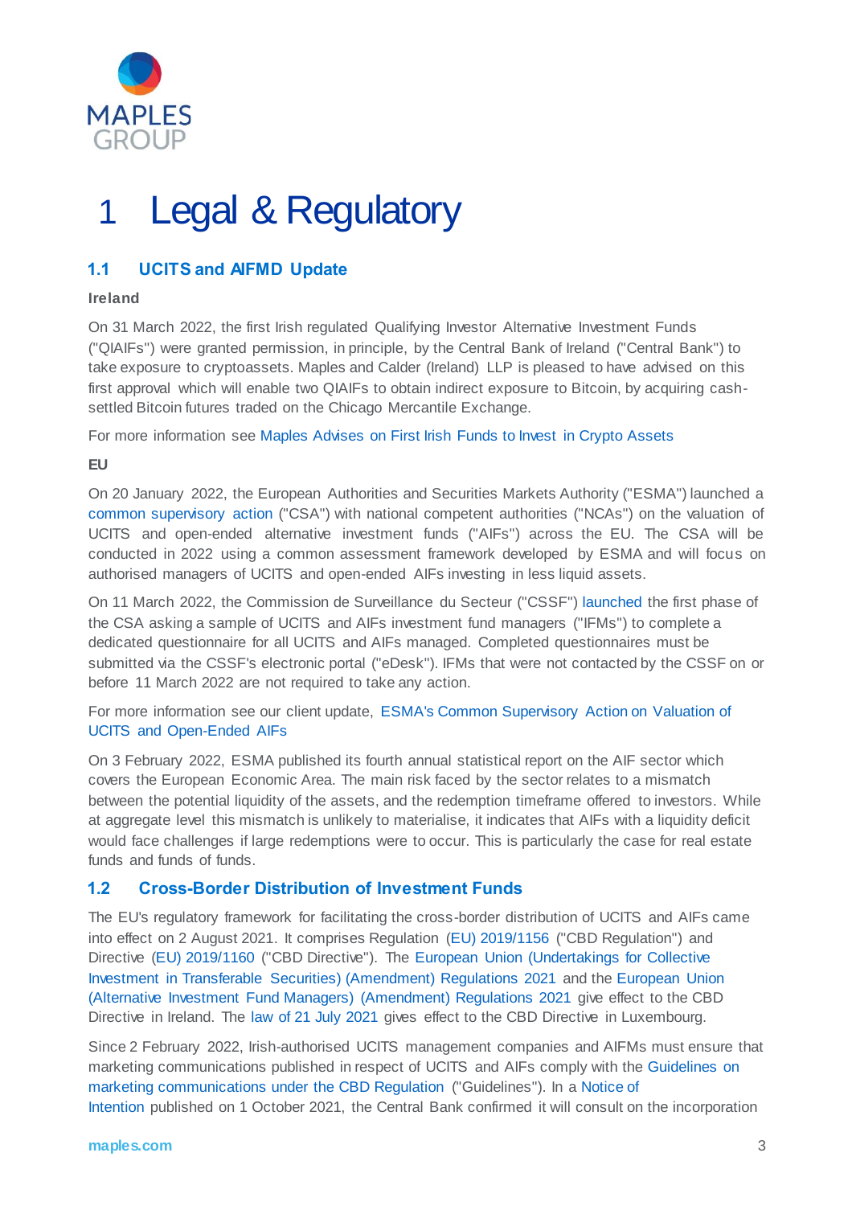# 1 Legal & Regulatory

## 1.1 UCITS and AIFMD Update

**Ireland**

On 31 March 2022, the first Irish regulated Qualifying Investor Alternative Investment Funds ("QIAIFs") were granted permission, in principle, by the Central Bank of Ireland ("Central Bank") to take exposure to cryptoassets. Maples and Calder (Ireland) LLP is pleased to have advised on this first approval which will enable two QIAIFs to obtain indirect exposure to Bitcoin, by acquiring cash-settled Bitcoin futures traded on the Chicago Mercantile Exchange.

For more information see Maples Advises on First Irish Funds to Invest in Crypto Assets

**EU**

On 20 January 2022, the European Authorities and Securities Markets Authority ("ESMA") launched a common supervisory action ("CSA") with national competent authorities ("NCAs") on the valuation of UCITS and open-ended alternative investment funds ("AIFs") across the EU. The CSA will be conducted in 2022 using a common assessment framework developed by ESMA and will focus on authorised managers of UCITS and open-ended AIFs investing in less liquid assets.

On 11 March 2022, the Commission de Surveillance du Secteur ("CSSF") launched the first phase of the CSA asking a sample of UCITS and AIFs investment fund managers ("IFMs") to complete a dedicated questionnaire for all UCITS and AIFs managed. Completed questionnaires must be submitted via the CSSF's electronic portal ("eDesk"). IFMs that were not contacted by the CSSF on or before 11 March 2022 are not required to take any action.

For more information see our client update, ESMA's Common Supervisory Action on Valuation of UCITS and Open-Ended AIFs

On 3 February 2022, ESMA published its fourth annual statistical report on the AIF sector which covers the European Economic Area. The main risk faced by the sector relates to a mismatch between the potential liquidity of the assets, and the redemption timeframe offered to investors. While at aggregate level this mismatch is unlikely to materialise, it indicates that AIFs with a liquidity deficit would face challenges if large redemptions were to occur. This is particularly the case for real estate funds and funds of funds.

## 1.2 Cross-Border Distribution of Investment Funds

The EU's regulatory framework for facilitating the cross-border distribution of UCITS and AIFs came into effect on 2 August 2021. It comprises Regulation (EU) 2019/1156 ("CBD Regulation") and Directive (EU) 2019/1160 ("CBD Directive"). The European Union (Undertakings for Collective Investment in Transferable Securities) (Amendment) Regulations 2021 and the European Union (Alternative Investment Fund Managers) (Amendment) Regulations 2021 give effect to the CBD Directive in Ireland. The law of 21 July 2021 gives effect to the CBD Directive in Luxembourg.

Since 2 February 2022, Irish-authorised UCITS management companies and AIFMs must ensure that marketing communications published in respect of UCITS and AIFs comply with the Guidelines on marketing communications under the CBD Regulation ("Guidelines"). In a Notice of Intention published on 1 October 2021, the Central Bank confirmed it will consult on the incorporation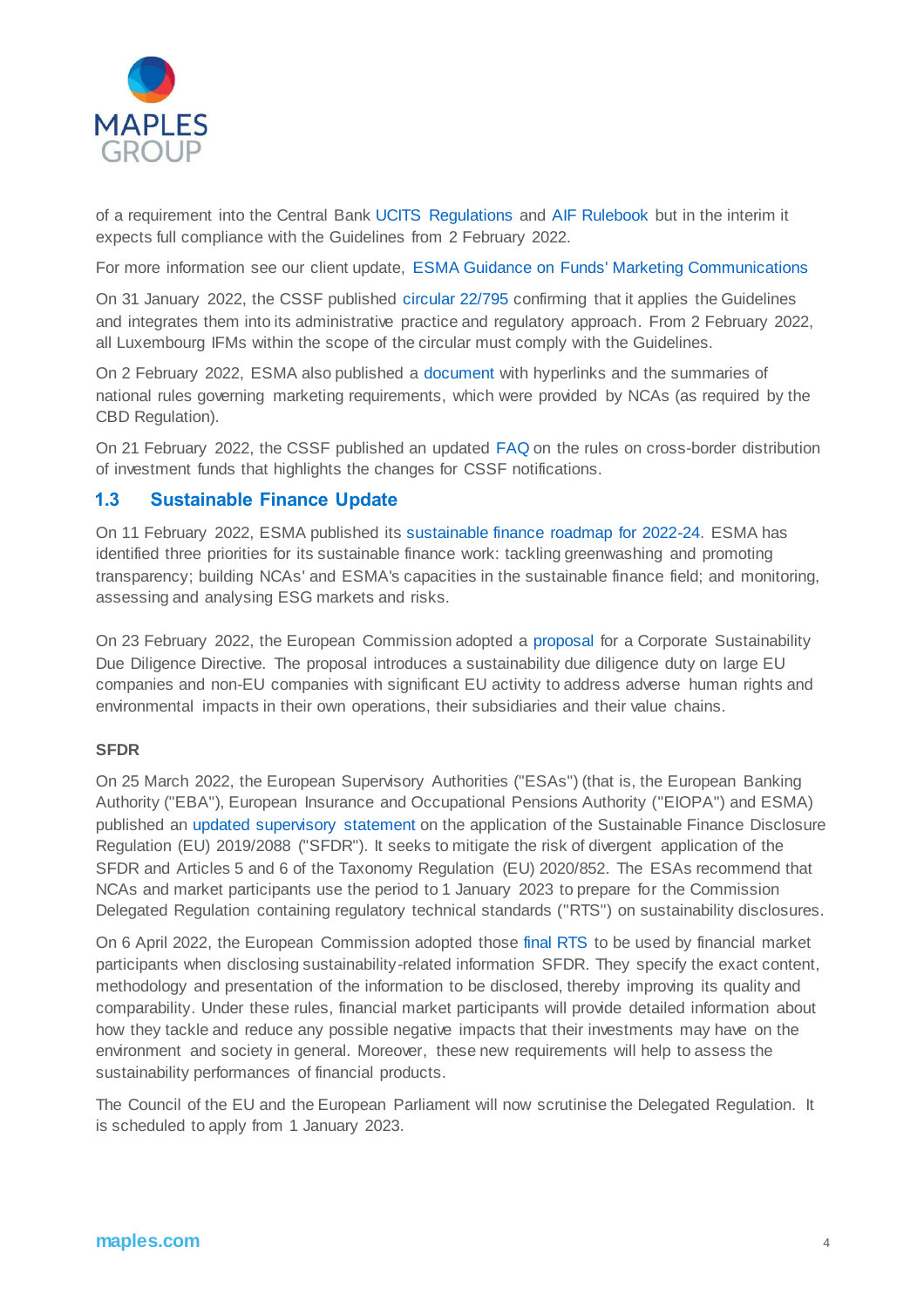of a requirement into the Central Bank UCITS Regulations and AIF Rulebook but in the interim it expects full compliance with the Guidelines from 2 February 2022.

For more information see our client update, ESMA Guidance on Funds' Marketing Communications

On 31 January 2022, the CSSF published circular 22/795 confirming that it applies the Guidelines and integrates them into its administrative practice and regulatory approach. From 2 February 2022, all Luxembourg IFMs within the scope of the circular must comply with the Guidelines.

On 2 February 2022, ESMA also published a document with hyperlinks and the summaries of national rules governing marketing requirements, which were provided by NCAs (as required by the CBD Regulation).

On 21 February 2022, the CSSF published an updated FAQ on the rules on cross-border distribution of investment funds that highlights the changes for CSSF notifications.

## 1.3 Sustainable Finance Update

On 11 February 2022, ESMA published its sustainable finance roadmap for 2022-24. ESMA has identified three priorities for its sustainable finance work: tackling greenwashing and promoting transparency; building NCAs' and ESMA's capacities in the sustainable finance field; and monitoring, assessing and analysing ESG markets and risks.

On 23 February 2022, the European Commission adopted a proposal for a Corporate Sustainability Due Diligence Directive. The proposal introduces a sustainability due diligence duty on large EU companies and non-EU companies with significant EU activity to address adverse human rights and environmental impacts in their own operations, their subsidiaries and their value chains.

**SFDR**

On 25 March 2022, the European Supervisory Authorities ("ESAs") (that is, the European Banking Authority ("EBA"), European Insurance and Occupational Pensions Authority ("EIOPA") and ESMA) published an updated supervisory statement on the application of the Sustainable Finance Disclosure Regulation (EU) 2019/2088 ("SFDR"). It seeks to mitigate the risk of divergent application of the SFDR and Articles 5 and 6 of the Taxonomy Regulation (EU) 2020/852. The ESAs recommend that NCAs and market participants use the period to 1 January 2023 to prepare for the Commission Delegated Regulation containing regulatory technical standards ("RTS") on sustainability disclosures.

On 6 April 2022, the European Commission adopted those final RTS to be used by financial market participants when disclosing sustainability-related information SFDR. They specify the exact content, methodology and presentation of the information to be disclosed, thereby improving its quality and comparability. Under these rules, financial market participants will provide detailed information about how they tackle and reduce any possible negative impacts that their investments may have on the environment and society in general. Moreover, these new requirements will help to assess the sustainability performances of financial products.

The Council of the EU and the European Parliament will now scrutinise the Delegated Regulation. It is scheduled to apply from 1 January 2023.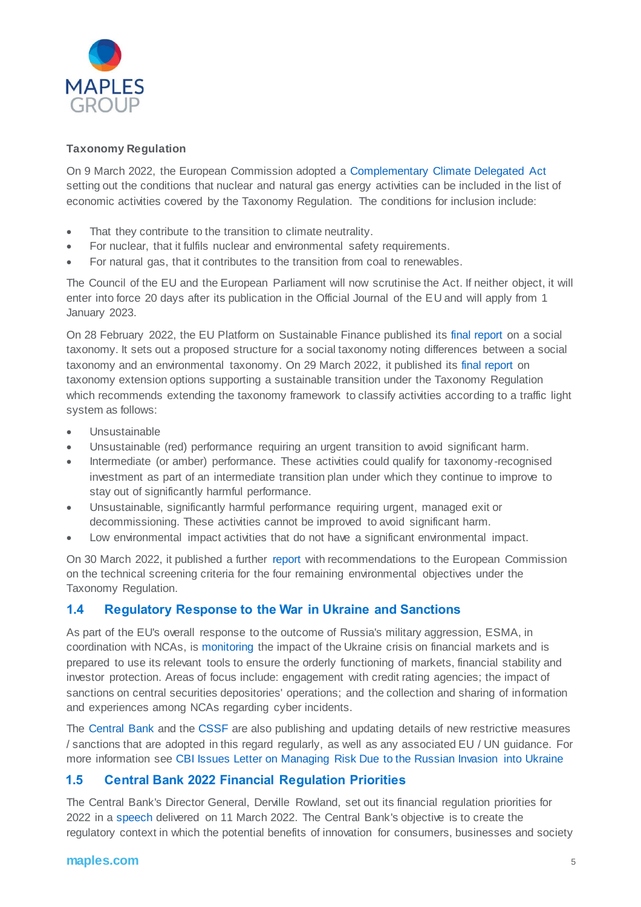**Taxonomy Regulation**

On 9 March 2022, the European Commission adopted a Complementary Climate Delegated Act setting out the conditions that nuclear and natural gas energy activities can be included in the list of economic activities covered by the Taxonomy Regulation. The conditions for inclusion include:

- That they contribute to the transition to climate neutrality.
- For nuclear, that it fulfils nuclear and environmental safety requirements.
- For natural gas, that it contributes to the transition from coal to renewables.

The Council of the EU and the European Parliament will now scrutinise the Act. If neither object, it will enter into force 20 days after its publication in the Official Journal of the EU and will apply from 1 January 2023.

On 28 February 2022, the EU Platform on Sustainable Finance published its final report on a social taxonomy. It sets out a proposed structure for a social taxonomy noting differences between a social taxonomy and an environmental taxonomy. On 29 March 2022, it published its final report on taxonomy extension options supporting a sustainable transition under the Taxonomy Regulation which recommends extending the taxonomy framework to classify activities according to a traffic light system as follows:

- Unsustainable
- Unsustainable (red) performance requiring an urgent transition to avoid significant harm.
- Intermediate (or amber) performance. These activities could qualify for taxonomy-recognised investment as part of an intermediate transition plan under which they continue to improve to stay out of significantly harmful performance.
- Unsustainable, significantly harmful performance requiring urgent, managed exit or decommissioning. These activities cannot be improved to avoid significant harm.
- Low environmental impact activities that do not have a significant environmental impact.

On 30 March 2022, it published a further report with recommendations to the European Commission on the technical screening criteria for the four remaining environmental objectives under the Taxonomy Regulation.

## 1.4 Regulatory Response to the War in Ukraine and Sanctions

As part of the EU's overall response to the outcome of Russia's military aggression, ESMA, in coordination with NCAs, is monitoring the impact of the Ukraine crisis on financial markets and is prepared to use its relevant tools to ensure the orderly functioning of markets, financial stability and investor protection. Areas of focus include: engagement with credit rating agencies; the impact of sanctions on central securities depositories' operations; and the collection and sharing of information and experiences among NCAs regarding cyber incidents.

The Central Bank and the CSSF are also publishing and updating details of new restrictive measures / sanctions that are adopted in this regard regularly, as well as any associated EU / UN guidance. For more information see CBI Issues Letter on Managing Risk Due to the Russian Invasion into Ukraine

## 1.5 Central Bank 2022 Financial Regulation Priorities

The Central Bank's Director General, Derville Rowland, set out its financial regulation priorities for 2022 in a speech delivered on 11 March 2022. The Central Bank's objective is to create the regulatory context in which the potential benefits of innovation for consumers, businesses and society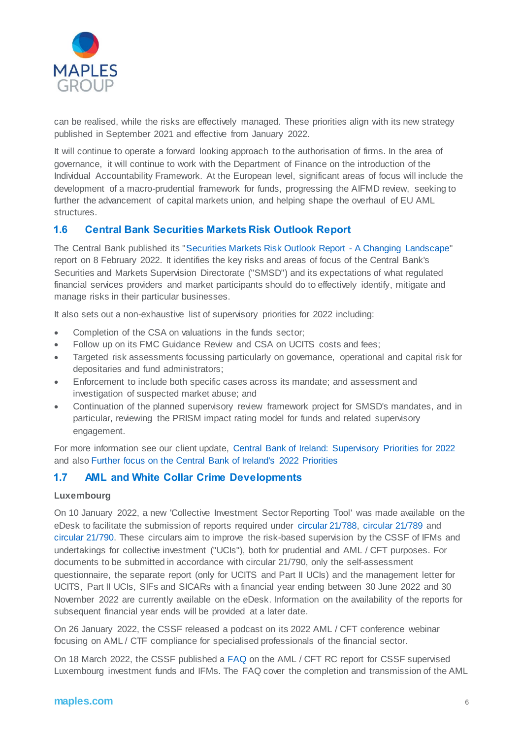can be realised, while the risks are effectively managed. These priorities align with its new strategy published in September 2021 and effective from January 2022.

It will continue to operate a forward looking approach to the authorisation of firms. In the area of governance, it will continue to work with the Department of Finance on the introduction of the Individual Accountability Framework. At the European level, significant areas of focus will include the development of a macro-prudential framework for funds, progressing the AIFMD review, seeking to further the advancement of capital markets union, and helping shape the overhaul of EU AML structures.

## 1.6 Central Bank Securities Markets Risk Outlook Report

The Central Bank published its "Securities Markets Risk Outlook Report - A Changing Landscape" report on 8 February 2022. It identifies the key risks and areas of focus of the Central Bank's Securities and Markets Supervision Directorate ("SMSD") and its expectations of what regulated financial services providers and market participants should do to effectively identify, mitigate and manage risks in their particular businesses.

It also sets out a non-exhaustive list of supervisory priorities for 2022 including:

- Completion of the CSA on valuations in the funds sector;
- Follow up on its FMC Guidance Review and CSA on UCITS costs and fees;
- Targeted risk assessments focussing particularly on governance, operational and capital risk for depositaries and fund administrators;
- Enforcement to include both specific cases across its mandate; and assessment and investigation of suspected market abuse; and
- Continuation of the planned supervisory review framework project for SMSD's mandates, and in particular, reviewing the PRISM impact rating model for funds and related supervisory engagement.

For more information see our client update, Central Bank of Ireland: Supervisory Priorities for 2022 and also Further focus on the Central Bank of Ireland's 2022 Priorities

## 1.7 AML and White Collar Crime Developments

**Luxembourg**

On 10 January 2022, a new 'Collective Investment Sector Reporting Tool' was made available on the eDesk to facilitate the submission of reports required under circular 21/788, circular 21/789 and circular 21/790. These circulars aim to improve the risk-based supervision by the CSSF of IFMs and undertakings for collective investment ("UCIs"), both for prudential and AML / CFT purposes. For documents to be submitted in accordance with circular 21/790, only the self-assessment questionnaire, the separate report (only for UCITS and Part II UCIs) and the management letter for UCITS, Part II UCIs, SIFs and SICARs with a financial year ending between 30 June 2022 and 30 November 2022 are currently available on the eDesk. Information on the availability of the reports for subsequent financial year ends will be provided at a later date.

On 26 January 2022, the CSSF released a podcast on its 2022 AML / CFT conference webinar focusing on AML / CTF compliance for specialised professionals of the financial sector.

On 18 March 2022, the CSSF published a FAQ on the AML / CFT RC report for CSSF supervised Luxembourg investment funds and IFMs. The FAQ cover the completion and transmission of the AML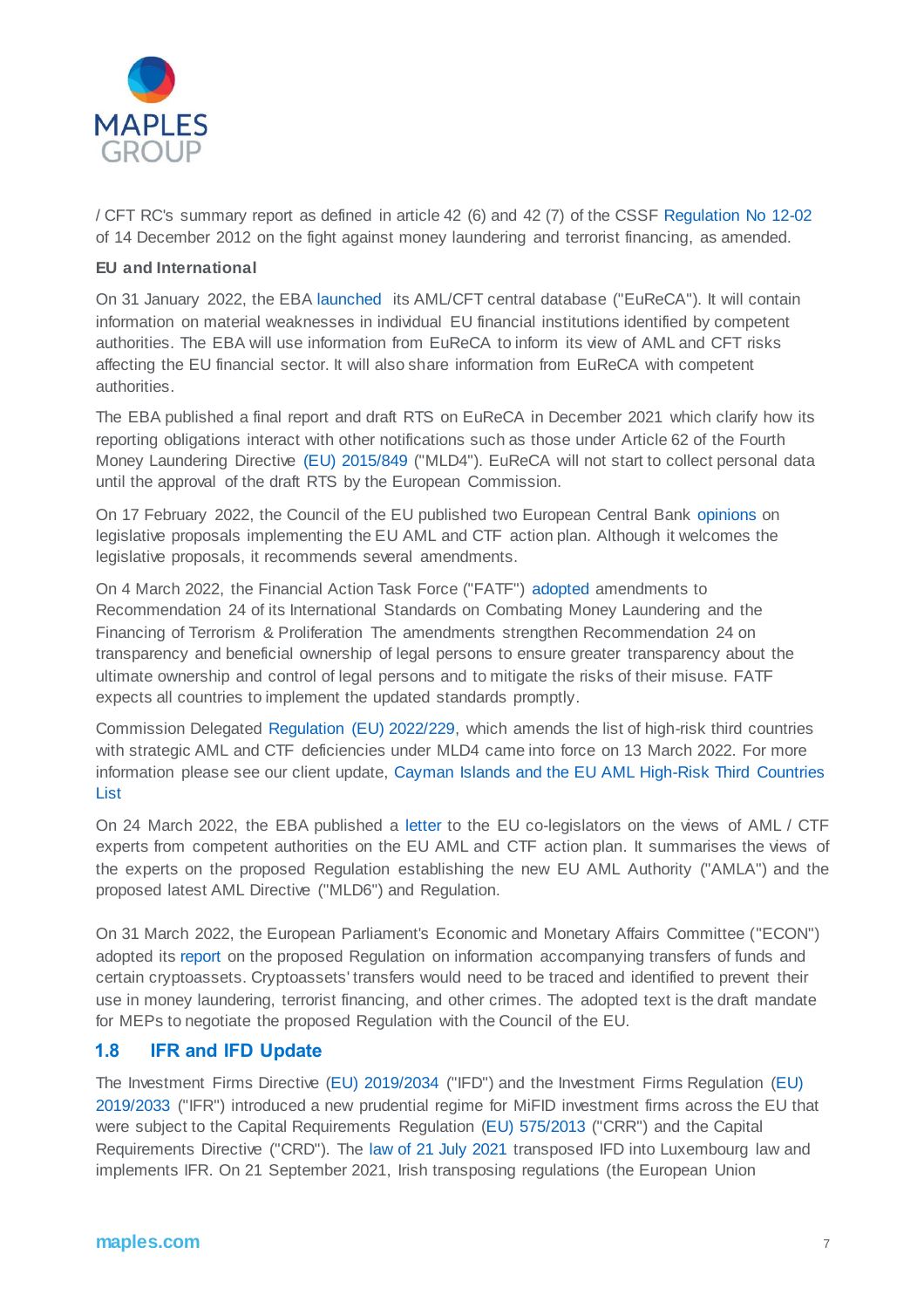/ CFT RC's summary report as defined in article 42 (6) and 42 (7) of the CSSF Regulation No 12-02 of 14 December 2012 on the fight against money laundering and terrorist financing, as amended.

**EU and International**

On 31 January 2022, the EBA launched its AML/CFT central database ("EuReCA"). It will contain information on material weaknesses in individual EU financial institutions identified by competent authorities. The EBA will use information from EuReCA to inform its view of AML and CFT risks affecting the EU financial sector. It will also share information from EuReCA with competent authorities.

The EBA published a final report and draft RTS on EuReCA in December 2021 which clarify how its reporting obligations interact with other notifications such as those under Article 62 of the Fourth Money Laundering Directive (EU) 2015/849 ("MLD4"). EuReCA will not start to collect personal data until the approval of the draft RTS by the European Commission.

On 17 February 2022, the Council of the EU published two European Central Bank opinions on legislative proposals implementing the EU AML and CTF action plan. Although it welcomes the legislative proposals, it recommends several amendments.

On 4 March 2022, the Financial Action Task Force ("FATF") adopted amendments to Recommendation 24 of its International Standards on Combating Money Laundering and the Financing of Terrorism & Proliferation The amendments strengthen Recommendation 24 on transparency and beneficial ownership of legal persons to ensure greater transparency about the ultimate ownership and control of legal persons and to mitigate the risks of their misuse. FATF expects all countries to implement the updated standards promptly.

Commission Delegated Regulation (EU) 2022/229, which amends the list of high-risk third countries with strategic AML and CTF deficiencies under MLD4 came into force on 13 March 2022. For more information please see our client update, Cayman Islands and the EU AML High-Risk Third Countries List

On 24 March 2022, the EBA published a letter to the EU co-legislators on the views of AML / CTF experts from competent authorities on the EU AML and CTF action plan. It summarises the views of the experts on the proposed Regulation establishing the new EU AML Authority ("AMLA") and the proposed latest AML Directive ("MLD6") and Regulation.

On 31 March 2022, the European Parliament's Economic and Monetary Affairs Committee ("ECON") adopted its report on the proposed Regulation on information accompanying transfers of funds and certain cryptoassets. Cryptoassets' transfers would need to be traced and identified to prevent their use in money laundering, terrorist financing, and other crimes. The adopted text is the draft mandate for MEPs to negotiate the proposed Regulation with the Council of the EU.

## 1.8 IFR and IFD Update

The Investment Firms Directive (EU) 2019/2034 ("IFD") and the Investment Firms Regulation (EU) 2019/2033 ("IFR") introduced a new prudential regime for MiFID investment firms across the EU that were subject to the Capital Requirements Regulation (EU) 575/2013 ("CRR") and the Capital Requirements Directive ("CRD"). The law of 21 July 2021 transposed IFD into Luxembourg law and implements IFR. On 21 September 2021, Irish transposing regulations (the European Union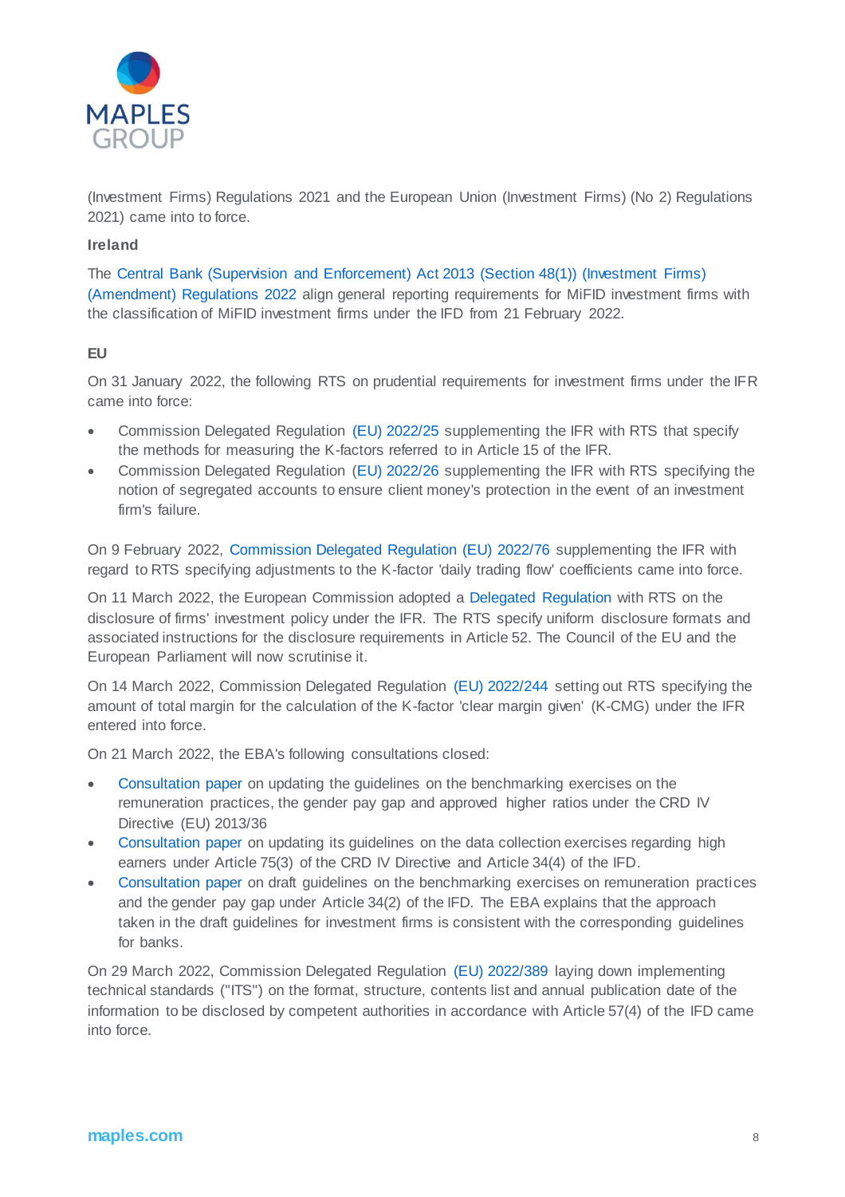(Investment Firms) Regulations 2021 and the European Union (Investment Firms) (No 2) Regulations 2021) came into to force.

**Ireland**

The Central Bank (Supervision and Enforcement) Act 2013 (Section 48(1)) (Investment Firms) (Amendment) Regulations 2022 align general reporting requirements for MiFID investment firms with the classification of MiFID investment firms under the IFD from 21 February 2022.

**EU**

On 31 January 2022, the following RTS on prudential requirements for investment firms under the IFR came into force:

- Commission Delegated Regulation (EU) 2022/25 supplementing the IFR with RTS that specify the methods for measuring the K-factors referred to in Article 15 of the IFR.
- Commission Delegated Regulation (EU) 2022/26 supplementing the IFR with RTS specifying the notion of segregated accounts to ensure client money's protection in the event of an investment firm's failure.

On 9 February 2022, Commission Delegated Regulation (EU) 2022/76 supplementing the IFR with regard to RTS specifying adjustments to the K-factor 'daily trading flow' coefficients came into force.

On 11 March 2022, the European Commission adopted a Delegated Regulation with RTS on the disclosure of firms' investment policy under the IFR. The RTS specify uniform disclosure formats and associated instructions for the disclosure requirements in Article 52. The Council of the EU and the European Parliament will now scrutinise it.

On 14 March 2022, Commission Delegated Regulation (EU) 2022/244 setting out RTS specifying the amount of total margin for the calculation of the K-factor 'clear margin given' (K-CMG) under the IFR entered into force.

On 21 March 2022, the EBA's following consultations closed:

- Consultation paper on updating the guidelines on the benchmarking exercises on the remuneration practices, the gender pay gap and approved higher ratios under the CRD IV Directive (EU) 2013/36
- Consultation paper on updating its guidelines on the data collection exercises regarding high earners under Article 75(3) of the CRD IV Directive and Article 34(4) of the IFD.
- Consultation paper on draft guidelines on the benchmarking exercises on remuneration practices and the gender pay gap under Article 34(2) of the IFD. The EBA explains that the approach taken in the draft guidelines for investment firms is consistent with the corresponding guidelines for banks.

On 29 March 2022, Commission Delegated Regulation (EU) 2022/389 laying down implementing technical standards ("ITS") on the format, structure, contents list and annual publication date of the information to be disclosed by competent authorities in accordance with Article 57(4) of the IFD came into force.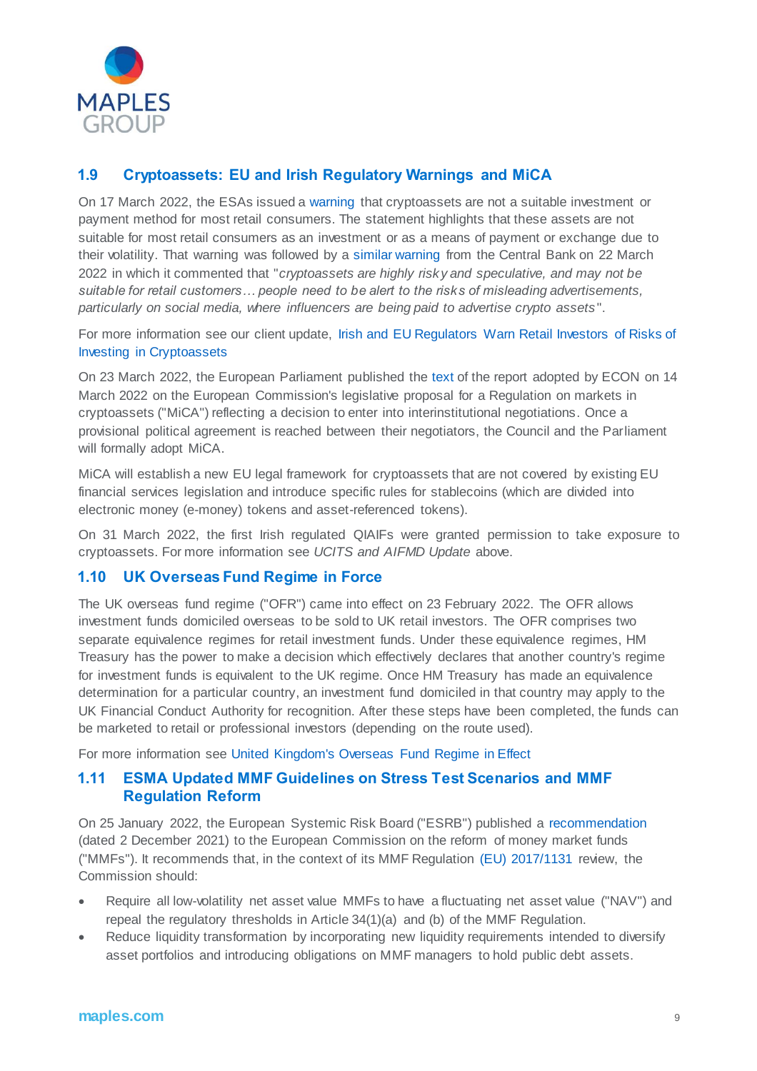## 1.9 Cryptoassets: EU and Irish Regulatory Warnings and MiCA

On 17 March 2022, the ESAs issued a warning that cryptoassets are not a suitable investment or payment method for most retail consumers. The statement highlights that these assets are not suitable for most retail consumers as an investment or as a means of payment or exchange due to their volatility. That warning was followed by a similar warning from the Central Bank on 22 March 2022 in which it commented that "*cryptoassets are highly risky and speculative, and may not be suitable for retail customers… people need to be alert to the risks of misleading advertisements, particularly on social media, where influencers are being paid to advertise crypto assets*".

For more information see our client update, Irish and EU Regulators Warn Retail Investors of Risks of Investing in Cryptoassets

On 23 March 2022, the European Parliament published the text of the report adopted by ECON on 14 March 2022 on the European Commission's legislative proposal for a Regulation on markets in cryptoassets ("MiCA") reflecting a decision to enter into interinstitutional negotiations. Once a provisional political agreement is reached between their negotiators, the Council and the Parliament will formally adopt MiCA.

MiCA will establish a new EU legal framework for cryptoassets that are not covered by existing EU financial services legislation and introduce specific rules for stablecoins (which are divided into electronic money (e-money) tokens and asset-referenced tokens).

On 31 March 2022, the first Irish regulated QIAIFs were granted permission to take exposure to cryptoassets. For more information see *UCITS and AIFMD Update* above.

## 1.10 UK Overseas Fund Regime in Force

The UK overseas fund regime ("OFR") came into effect on 23 February 2022. The OFR allows investment funds domiciled overseas to be sold to UK retail investors. The OFR comprises two separate equivalence regimes for retail investment funds. Under these equivalence regimes, HM Treasury has the power to make a decision which effectively declares that another country's regime for investment funds is equivalent to the UK regime. Once HM Treasury has made an equivalence determination for a particular country, an investment fund domiciled in that country may apply to the UK Financial Conduct Authority for recognition. After these steps have been completed, the funds can be marketed to retail or professional investors (depending on the route used).

For more information see United Kingdom's Overseas Fund Regime in Effect

## 1.11 ESMA Updated MMF Guidelines on Stress Test Scenarios and MMF Regulation Reform

On 25 January 2022, the European Systemic Risk Board ("ESRB") published a recommendation (dated 2 December 2021) to the European Commission on the reform of money market funds ("MMFs"). It recommends that, in the context of its MMF Regulation (EU) 2017/1131 review, the Commission should:

- Require all low-volatility net asset value MMFs to have a fluctuating net asset value ("NAV") and repeal the regulatory thresholds in Article 34(1)(a) and (b) of the MMF Regulation.
- Reduce liquidity transformation by incorporating new liquidity requirements intended to diversify asset portfolios and introducing obligations on MMF managers to hold public debt assets.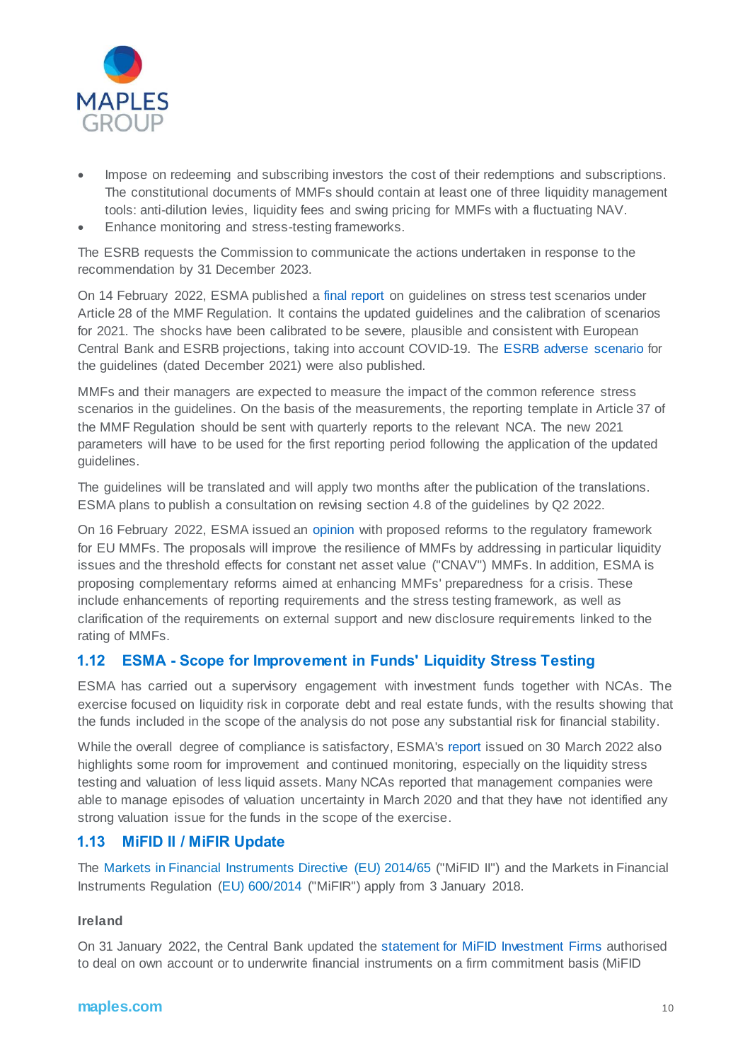- Impose on redeeming and subscribing investors the cost of their redemptions and subscriptions. The constitutional documents of MMFs should contain at least one of three liquidity management tools: anti-dilution levies, liquidity fees and swing pricing for MMFs with a fluctuating NAV.
- Enhance monitoring and stress-testing frameworks.

The ESRB requests the Commission to communicate the actions undertaken in response to the recommendation by 31 December 2023.

On 14 February 2022, ESMA published a final report on guidelines on stress test scenarios under Article 28 of the MMF Regulation. It contains the updated guidelines and the calibration of scenarios for 2021. The shocks have been calibrated to be severe, plausible and consistent with European Central Bank and ESRB projections, taking into account COVID-19. The ESRB adverse scenario for the guidelines (dated December 2021) were also published.

MMFs and their managers are expected to measure the impact of the common reference stress scenarios in the guidelines. On the basis of the measurements, the reporting template in Article 37 of the MMF Regulation should be sent with quarterly reports to the relevant NCA. The new 2021 parameters will have to be used for the first reporting period following the application of the updated guidelines.

The guidelines will be translated and will apply two months after the publication of the translations. ESMA plans to publish a consultation on revising section 4.8 of the guidelines by Q2 2022.

On 16 February 2022, ESMA issued an opinion with proposed reforms to the regulatory framework for EU MMFs. The proposals will improve the resilience of MMFs by addressing in particular liquidity issues and the threshold effects for constant net asset value ("CNAV") MMFs. In addition, ESMA is proposing complementary reforms aimed at enhancing MMFs' preparedness for a crisis. These include enhancements of reporting requirements and the stress testing framework, as well as clarification of the requirements on external support and new disclosure requirements linked to the rating of MMFs.

## 1.12 ESMA - Scope for Improvement in Funds' Liquidity Stress Testing

ESMA has carried out a supervisory engagement with investment funds together with NCAs. The exercise focused on liquidity risk in corporate debt and real estate funds, with the results showing that the funds included in the scope of the analysis do not pose any substantial risk for financial stability.

While the overall degree of compliance is satisfactory, ESMA's report issued on 30 March 2022 also highlights some room for improvement and continued monitoring, especially on the liquidity stress testing and valuation of less liquid assets. Many NCAs reported that management companies were able to manage episodes of valuation uncertainty in March 2020 and that they have not identified any strong valuation issue for the funds in the scope of the exercise.

## 1.13 MiFID II / MiFIR Update

The Markets in Financial Instruments Directive (EU) 2014/65 ("MiFID II") and the Markets in Financial Instruments Regulation (EU) 600/2014 ("MiFIR") apply from 3 January 2018.

#### Ireland

On 31 January 2022, the Central Bank updated the statement for MiFID Investment Firms authorised to deal on own account or to underwrite financial instruments on a firm commitment basis (MiFID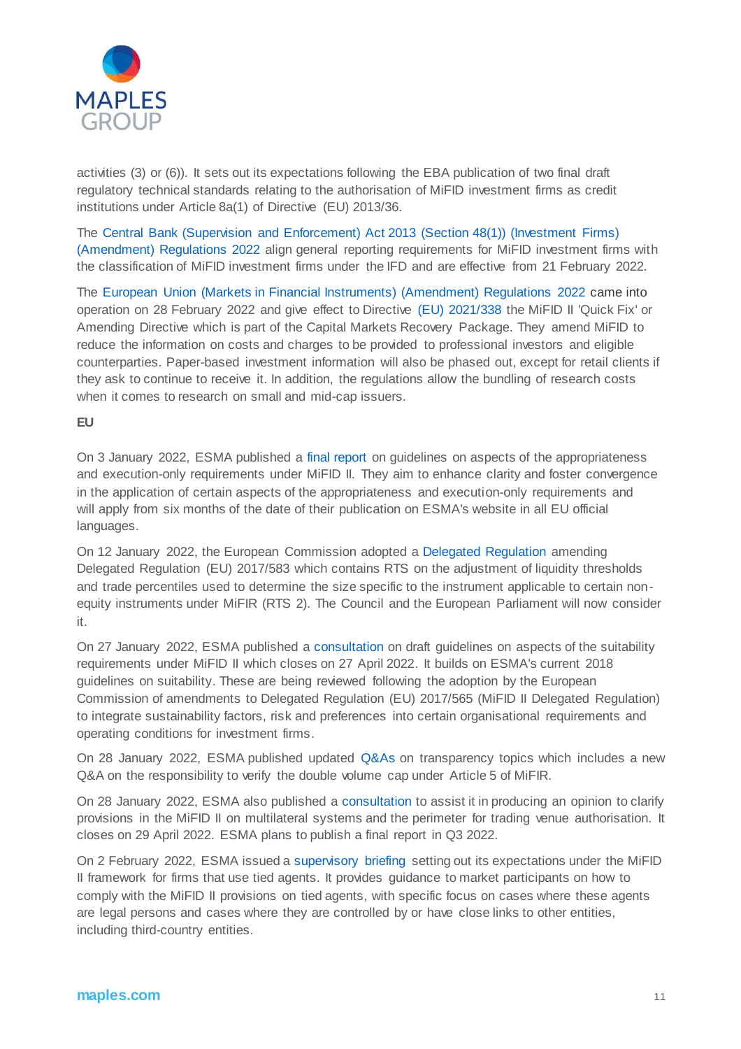activities (3) or (6)). It sets out its expectations following the EBA publication of two final draft regulatory technical standards relating to the authorisation of MiFID investment firms as credit institutions under Article 8a(1) of Directive (EU) 2013/36.

The Central Bank (Supervision and Enforcement) Act 2013 (Section 48(1)) (Investment Firms) (Amendment) Regulations 2022 align general reporting requirements for MiFID investment firms with the classification of MiFID investment firms under the IFD and are effective from 21 February 2022.

The European Union (Markets in Financial Instruments) (Amendment) Regulations 2022 came into operation on 28 February 2022 and give effect to Directive (EU) 2021/338 the MiFID II 'Quick Fix' or Amending Directive which is part of the Capital Markets Recovery Package. They amend MiFID to reduce the information on costs and charges to be provided to professional investors and eligible counterparties. Paper-based investment information will also be phased out, except for retail clients if they ask to continue to receive it. In addition, the regulations allow the bundling of research costs when it comes to research on small and mid-cap issuers.

**EU**

On 3 January 2022, ESMA published a final report on guidelines on aspects of the appropriateness and execution-only requirements under MiFID II. They aim to enhance clarity and foster convergence in the application of certain aspects of the appropriateness and execution-only requirements and will apply from six months of the date of their publication on ESMA's website in all EU official languages.

On 12 January 2022, the European Commission adopted a Delegated Regulation amending Delegated Regulation (EU) 2017/583 which contains RTS on the adjustment of liquidity thresholds and trade percentiles used to determine the size specific to the instrument applicable to certain non-equity instruments under MiFIR (RTS 2). The Council and the European Parliament will now consider it.

On 27 January 2022, ESMA published a consultation on draft guidelines on aspects of the suitability requirements under MiFID II which closes on 27 April 2022. It builds on ESMA's current 2018 guidelines on suitability. These are being reviewed following the adoption by the European Commission of amendments to Delegated Regulation (EU) 2017/565 (MiFID II Delegated Regulation) to integrate sustainability factors, risk and preferences into certain organisational requirements and operating conditions for investment firms.

On 28 January 2022, ESMA published updated Q&As on transparency topics which includes a new Q&A on the responsibility to verify the double volume cap under Article 5 of MiFIR.

On 28 January 2022, ESMA also published a consultation to assist it in producing an opinion to clarify provisions in the MiFID II on multilateral systems and the perimeter for trading venue authorisation. It closes on 29 April 2022. ESMA plans to publish a final report in Q3 2022.

On 2 February 2022, ESMA issued a supervisory briefing setting out its expectations under the MiFID II framework for firms that use tied agents. It provides guidance to market participants on how to comply with the MiFID II provisions on tied agents, with specific focus on cases where these agents are legal persons and cases where they are controlled by or have close links to other entities, including third-country entities.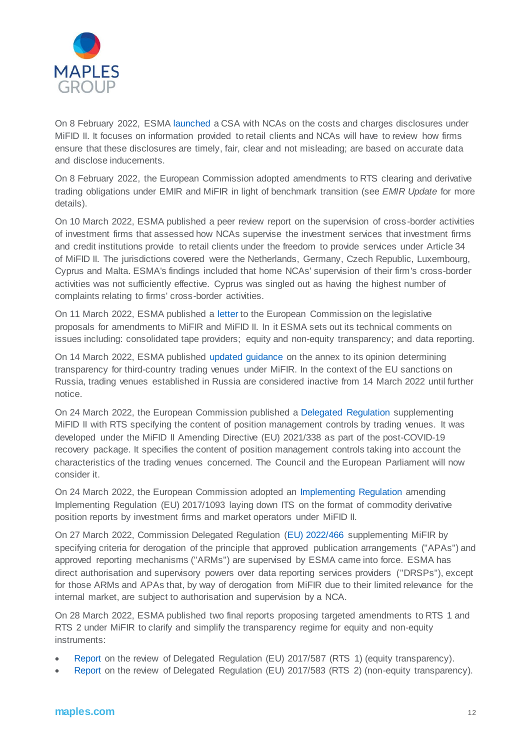On 8 February 2022, ESMA launched a CSA with NCAs on the costs and charges disclosures under MiFID II. It focuses on information provided to retail clients and NCAs will have to review how firms ensure that these disclosures are timely, fair, clear and not misleading; are based on accurate data and disclose inducements.

On 8 February 2022, the European Commission adopted amendments to RTS clearing and derivative trading obligations under EMIR and MiFIR in light of benchmark transition (see *EMIR Update* for more details).

On 10 March 2022, ESMA published a peer review report on the supervision of cross-border activities of investment firms that assessed how NCAs supervise the investment services that investment firms and credit institutions provide to retail clients under the freedom to provide services under Article 34 of MiFID II. The jurisdictions covered were the Netherlands, Germany, Czech Republic, Luxembourg, Cyprus and Malta. ESMA's findings included that home NCAs' supervision of their firm's cross-border activities was not sufficiently effective. Cyprus was singled out as having the highest number of complaints relating to firms' cross-border activities.

On 11 March 2022, ESMA published a letter to the European Commission on the legislative proposals for amendments to MiFIR and MiFID II. In it ESMA sets out its technical comments on issues including: consolidated tape providers; equity and non-equity transparency; and data reporting.

On 14 March 2022, ESMA published updated guidance on the annex to its opinion determining transparency for third-country trading venues under MiFIR. In the context of the EU sanctions on Russia, trading venues established in Russia are considered inactive from 14 March 2022 until further notice.

On 24 March 2022, the European Commission published a Delegated Regulation supplementing MiFID II with RTS specifying the content of position management controls by trading venues. It was developed under the MiFID II Amending Directive (EU) 2021/338 as part of the post-COVID-19 recovery package. It specifies the content of position management controls taking into account the characteristics of the trading venues concerned. The Council and the European Parliament will now consider it.

On 24 March 2022, the European Commission adopted an Implementing Regulation amending Implementing Regulation (EU) 2017/1093 laying down ITS on the format of commodity derivative position reports by investment firms and market operators under MiFID II.

On 27 March 2022, Commission Delegated Regulation (EU) 2022/466 supplementing MiFIR by specifying criteria for derogation of the principle that approved publication arrangements ("APAs") and approved reporting mechanisms ("ARMs") are supervised by ESMA came into force. ESMA has direct authorisation and supervisory powers over data reporting services providers ("DRSPs"), except for those ARMs and APAs that, by way of derogation from MiFIR due to their limited relevance for the internal market, are subject to authorisation and supervision by a NCA.

On 28 March 2022, ESMA published two final reports proposing targeted amendments to RTS 1 and RTS 2 under MiFIR to clarify and simplify the transparency regime for equity and non-equity instruments:

- Report on the review of Delegated Regulation (EU) 2017/587 (RTS 1) (equity transparency).
- Report on the review of Delegated Regulation (EU) 2017/583 (RTS 2) (non-equity transparency).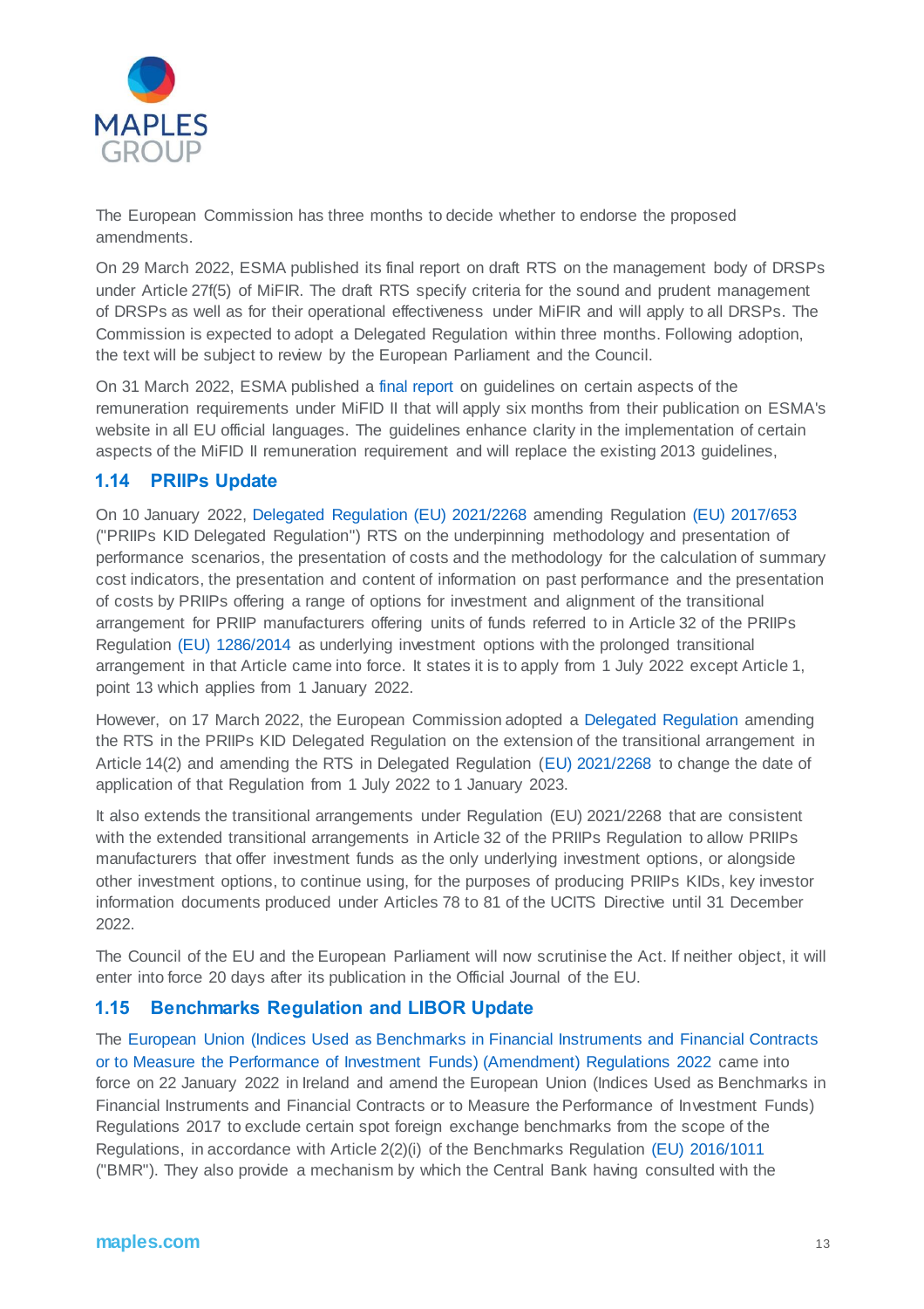The European Commission has three months to decide whether to endorse the proposed amendments.

On 29 March 2022, ESMA published its final report on draft RTS on the management body of DRSPs under Article 27f(5) of MiFIR. The draft RTS specify criteria for the sound and prudent management of DRSPs as well as for their operational effectiveness under MiFIR and will apply to all DRSPs. The Commission is expected to adopt a Delegated Regulation within three months. Following adoption, the text will be subject to review by the European Parliament and the Council.

On 31 March 2022, ESMA published a final report on guidelines on certain aspects of the remuneration requirements under MiFID II that will apply six months from their publication on ESMA's website in all EU official languages. The guidelines enhance clarity in the implementation of certain aspects of the MiFID II remuneration requirement and will replace the existing 2013 guidelines,

## 1.14 PRIIPs Update

On 10 January 2022, Delegated Regulation (EU) 2021/2268 amending Regulation (EU) 2017/653 ("PRIIPs KID Delegated Regulation") RTS on the underpinning methodology and presentation of performance scenarios, the presentation of costs and the methodology for the calculation of summary cost indicators, the presentation and content of information on past performance and the presentation of costs by PRIIPs offering a range of options for investment and alignment of the transitional arrangement for PRIIP manufacturers offering units of funds referred to in Article 32 of the PRIIPs Regulation (EU) 1286/2014 as underlying investment options with the prolonged transitional arrangement in that Article came into force. It states it is to apply from 1 July 2022 except Article 1, point 13 which applies from 1 January 2022.

However, on 17 March 2022, the European Commission adopted a Delegated Regulation amending the RTS in the PRIIPs KID Delegated Regulation on the extension of the transitional arrangement in Article 14(2) and amending the RTS in Delegated Regulation (EU) 2021/2268 to change the date of application of that Regulation from 1 July 2022 to 1 January 2023.

It also extends the transitional arrangements under Regulation (EU) 2021/2268 that are consistent with the extended transitional arrangements in Article 32 of the PRIIPs Regulation to allow PRIIPs manufacturers that offer investment funds as the only underlying investment options, or alongside other investment options, to continue using, for the purposes of producing PRIIPs KIDs, key investor information documents produced under Articles 78 to 81 of the UCITS Directive until 31 December 2022.

The Council of the EU and the European Parliament will now scrutinise the Act. If neither object, it will enter into force 20 days after its publication in the Official Journal of the EU.

## 1.15 Benchmarks Regulation and LIBOR Update

The European Union (Indices Used as Benchmarks in Financial Instruments and Financial Contracts or to Measure the Performance of Investment Funds) (Amendment) Regulations 2022 came into force on 22 January 2022 in Ireland and amend the European Union (Indices Used as Benchmarks in Financial Instruments and Financial Contracts or to Measure the Performance of Investment Funds) Regulations 2017 to exclude certain spot foreign exchange benchmarks from the scope of the Regulations, in accordance with Article 2(2)(i) of the Benchmarks Regulation (EU) 2016/1011 ("BMR"). They also provide a mechanism by which the Central Bank having consulted with the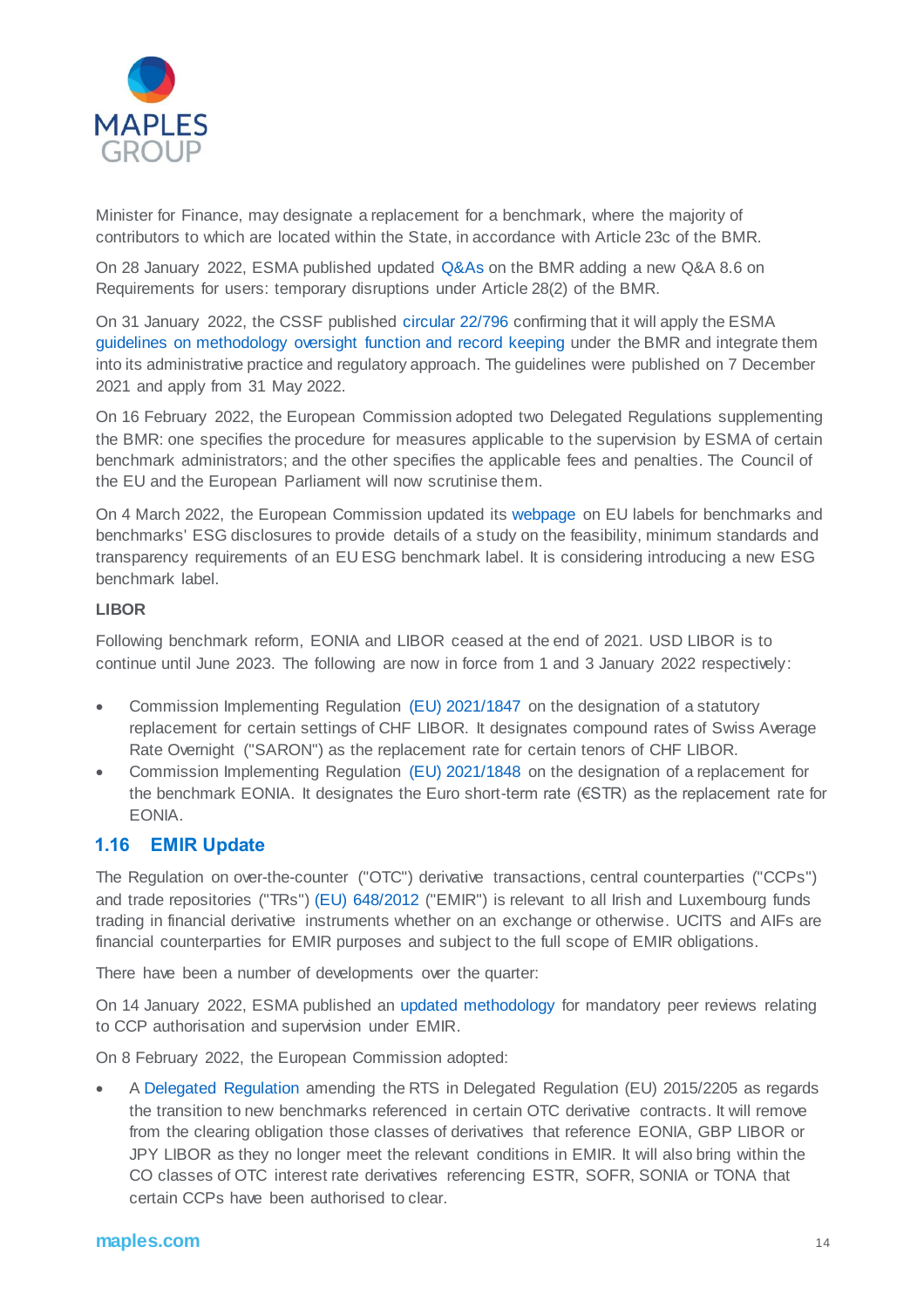Minister for Finance, may designate a replacement for a benchmark, where the majority of contributors to which are located within the State, in accordance with Article 23c of the BMR.

On 28 January 2022, ESMA published updated Q&As on the BMR adding a new Q&A 8.6 on Requirements for users: temporary disruptions under Article 28(2) of the BMR.

On 31 January 2022, the CSSF published circular 22/796 confirming that it will apply the ESMA guidelines on methodology oversight function and record keeping under the BMR and integrate them into its administrative practice and regulatory approach. The guidelines were published on 7 December 2021 and apply from 31 May 2022.

On 16 February 2022, the European Commission adopted two Delegated Regulations supplementing the BMR: one specifies the procedure for measures applicable to the supervision by ESMA of certain benchmark administrators; and the other specifies the applicable fees and penalties. The Council of the EU and the European Parliament will now scrutinise them.

On 4 March 2022, the European Commission updated its webpage on EU labels for benchmarks and benchmarks' ESG disclosures to provide details of a study on the feasibility, minimum standards and transparency requirements of an EU ESG benchmark label. It is considering introducing a new ESG benchmark label.

**LIBOR**

Following benchmark reform, EONIA and LIBOR ceased at the end of 2021. USD LIBOR is to continue until June 2023. The following are now in force from 1 and 3 January 2022 respectively:

- Commission Implementing Regulation (EU) 2021/1847 on the designation of a statutory replacement for certain settings of CHF LIBOR. It designates compound rates of Swiss Average Rate Overnight ("SARON") as the replacement rate for certain tenors of CHF LIBOR.
- Commission Implementing Regulation (EU) 2021/1848 on the designation of a replacement for the benchmark EONIA. It designates the Euro short-term rate (€STR) as the replacement rate for EONIA.

## 1.16 EMIR Update

The Regulation on over-the-counter ("OTC") derivative transactions, central counterparties ("CCPs") and trade repositories ("TRs") (EU) 648/2012 ("EMIR") is relevant to all Irish and Luxembourg funds trading in financial derivative instruments whether on an exchange or otherwise. UCITS and AIFs are financial counterparties for EMIR purposes and subject to the full scope of EMIR obligations.

There have been a number of developments over the quarter:

On 14 January 2022, ESMA published an updated methodology for mandatory peer reviews relating to CCP authorisation and supervision under EMIR.

On 8 February 2022, the European Commission adopted:

- A Delegated Regulation amending the RTS in Delegated Regulation (EU) 2015/2205 as regards the transition to new benchmarks referenced in certain OTC derivative contracts. It will remove from the clearing obligation those classes of derivatives that reference EONIA, GBP LIBOR or JPY LIBOR as they no longer meet the relevant conditions in EMIR. It will also bring within the CO classes of OTC interest rate derivatives referencing ESTR, SOFR, SONIA or TONA that certain CCPs have been authorised to clear.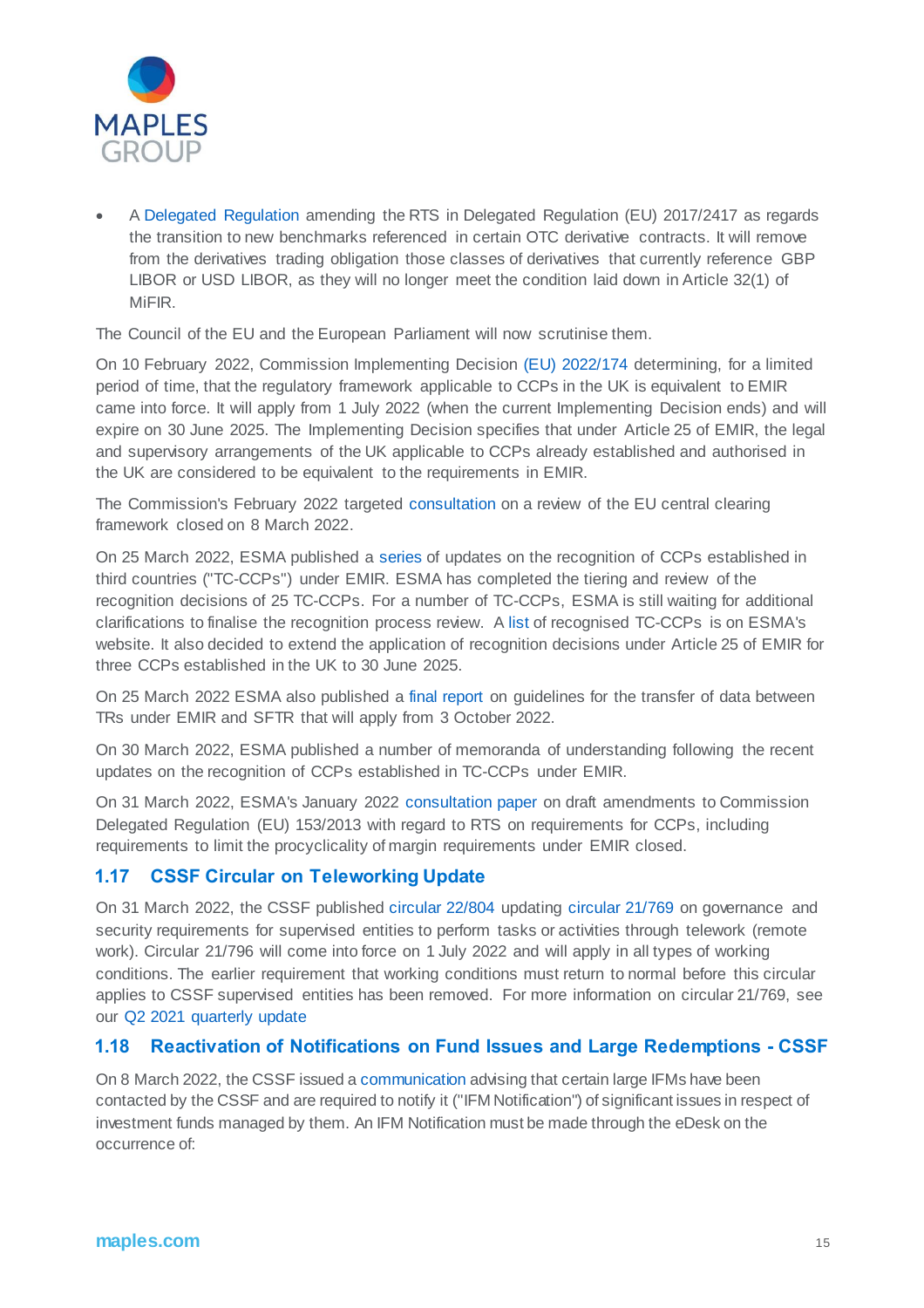- A Delegated Regulation amending the RTS in Delegated Regulation (EU) 2017/2417 as regards the transition to new benchmarks referenced in certain OTC derivative contracts. It will remove from the derivatives trading obligation those classes of derivatives that currently reference GBP LIBOR or USD LIBOR, as they will no longer meet the condition laid down in Article 32(1) of MiFIR.

The Council of the EU and the European Parliament will now scrutinise them.

On 10 February 2022, Commission Implementing Decision (EU) 2022/174 determining, for a limited period of time, that the regulatory framework applicable to CCPs in the UK is equivalent to EMIR came into force. It will apply from 1 July 2022 (when the current Implementing Decision ends) and will expire on 30 June 2025. The Implementing Decision specifies that under Article 25 of EMIR, the legal and supervisory arrangements of the UK applicable to CCPs already established and authorised in the UK are considered to be equivalent to the requirements in EMIR.

The Commission's February 2022 targeted consultation on a review of the EU central clearing framework closed on 8 March 2022.

On 25 March 2022, ESMA published a series of updates on the recognition of CCPs established in third countries ("TC-CCPs") under EMIR. ESMA has completed the tiering and review of the recognition decisions of 25 TC-CCPs. For a number of TC-CCPs, ESMA is still waiting for additional clarifications to finalise the recognition process review. A list of recognised TC-CCPs is on ESMA's website. It also decided to extend the application of recognition decisions under Article 25 of EMIR for three CCPs established in the UK to 30 June 2025.

On 25 March 2022 ESMA also published a final report on guidelines for the transfer of data between TRs under EMIR and SFTR that will apply from 3 October 2022.

On 30 March 2022, ESMA published a number of memoranda of understanding following the recent updates on the recognition of CCPs established in TC-CCPs under EMIR.

On 31 March 2022, ESMA's January 2022 consultation paper on draft amendments to Commission Delegated Regulation (EU) 153/2013 with regard to RTS on requirements for CCPs, including requirements to limit the procyclicality of margin requirements under EMIR closed.

## 1.17 CSSF Circular on Teleworking Update

On 31 March 2022, the CSSF published circular 22/804 updating circular 21/769 on governance and security requirements for supervised entities to perform tasks or activities through telework (remote work). Circular 21/796 will come into force on 1 July 2022 and will apply in all types of working conditions. The earlier requirement that working conditions must return to normal before this circular applies to CSSF supervised entities has been removed. For more information on circular 21/769, see our Q2 2021 quarterly update

## 1.18 Reactivation of Notifications on Fund Issues and Large Redemptions - CSSF

On 8 March 2022, the CSSF issued a communication advising that certain large IFMs have been contacted by the CSSF and are required to notify it ("IFM Notification") of significant issues in respect of investment funds managed by them. An IFM Notification must be made through the eDesk on the occurrence of: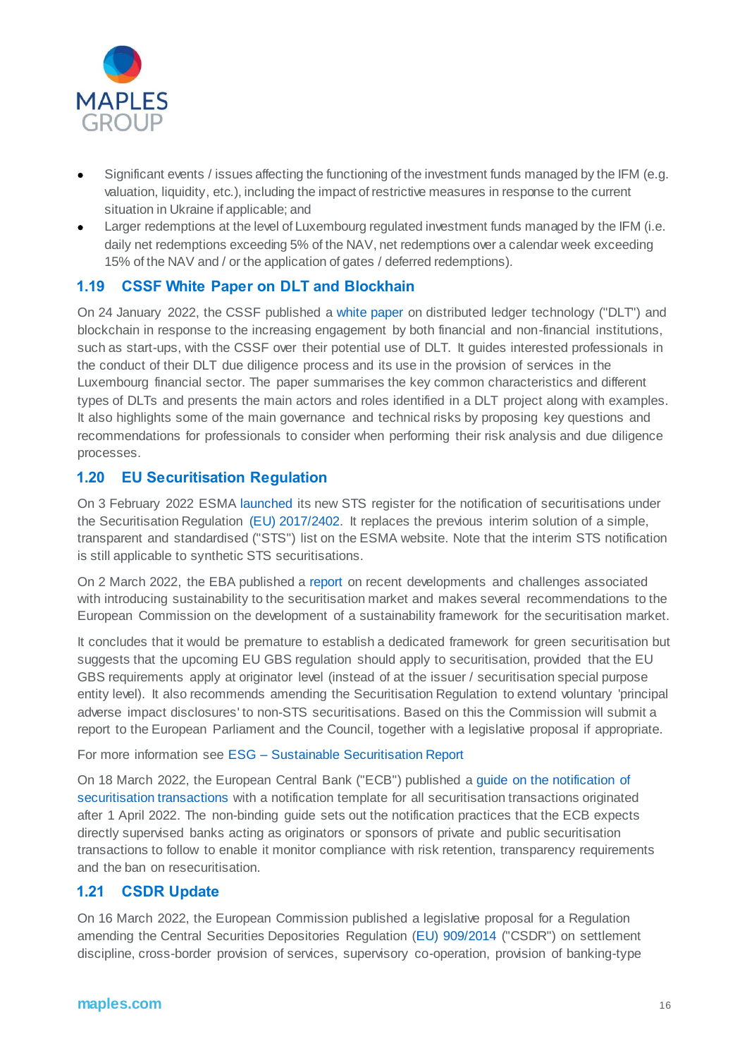- Significant events / issues affecting the functioning of the investment funds managed by the IFM (e.g. valuation, liquidity, etc.), including the impact of restrictive measures in response to the current situation in Ukraine if applicable; and
- Larger redemptions at the level of Luxembourg regulated investment funds managed by the IFM (i.e. daily net redemptions exceeding 5% of the NAV, net redemptions over a calendar week exceeding 15% of the NAV and / or the application of gates / deferred redemptions).

### 1.19 CSSF White Paper on DLT and Blockhain

On 24 January 2022, the CSSF published a white paper on distributed ledger technology ("DLT") and blockchain in response to the increasing engagement by both financial and non-financial institutions, such as start-ups, with the CSSF over their potential use of DLT. It guides interested professionals in the conduct of their DLT due diligence process and its use in the provision of services in the Luxembourg financial sector. The paper summarises the key common characteristics and different types of DLTs and presents the main actors and roles identified in a DLT project along with examples. It also highlights some of the main governance and technical risks by proposing key questions and recommendations for professionals to consider when performing their risk analysis and due diligence processes.

### 1.20 EU Securitisation Regulation

On 3 February 2022 ESMA launched its new STS register for the notification of securitisations under the Securitisation Regulation (EU) 2017/2402. It replaces the previous interim solution of a simple, transparent and standardised ("STS") list on the ESMA website. Note that the interim STS notification is still applicable to synthetic STS securitisations.

On 2 March 2022, the EBA published a report on recent developments and challenges associated with introducing sustainability to the securitisation market and makes several recommendations to the European Commission on the development of a sustainability framework for the securitisation market.

It concludes that it would be premature to establish a dedicated framework for green securitisation but suggests that the upcoming EU GBS regulation should apply to securitisation, provided that the EU GBS requirements apply at originator level (instead of at the issuer / securitisation special purpose entity level). It also recommends amending the Securitisation Regulation to extend voluntary 'principal adverse impact disclosures' to non-STS securitisations. Based on this the Commission will submit a report to the European Parliament and the Council, together with a legislative proposal if appropriate.

For more information see ESG – Sustainable Securitisation Report

On 18 March 2022, the European Central Bank ("ECB") published a guide on the notification of securitisation transactions with a notification template for all securitisation transactions originated after 1 April 2022. The non-binding guide sets out the notification practices that the ECB expects directly supervised banks acting as originators or sponsors of private and public securitisation transactions to follow to enable it monitor compliance with risk retention, transparency requirements and the ban on resecuritisation.

### 1.21 CSDR Update

On 16 March 2022, the European Commission published a legislative proposal for a Regulation amending the Central Securities Depositories Regulation (EU) 909/2014 ("CSDR") on settlement discipline, cross-border provision of services, supervisory co-operation, provision of banking-type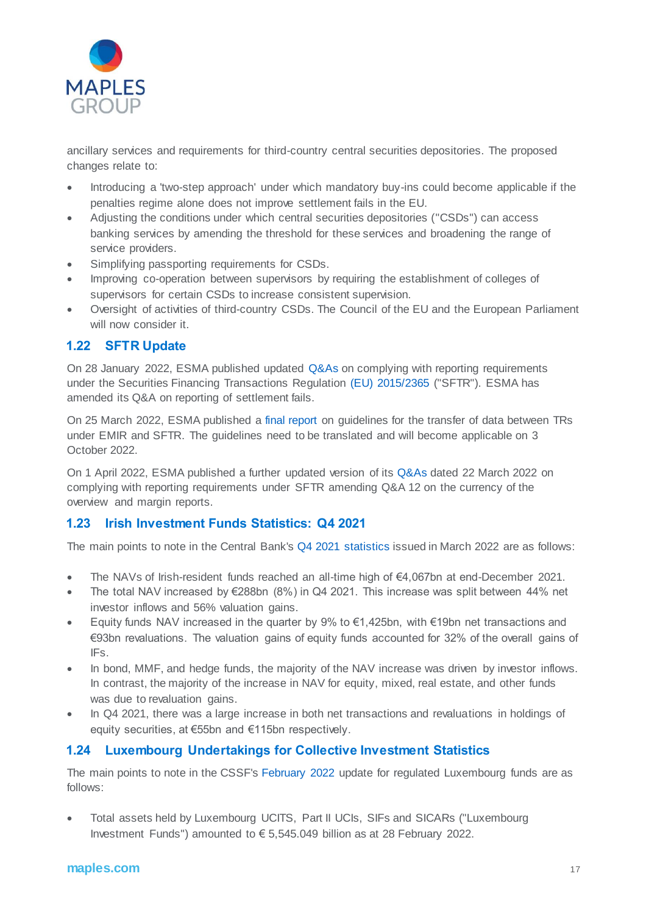ancillary services and requirements for third-country central securities depositories. The proposed changes relate to:

- Introducing a 'two-step approach' under which mandatory buy-ins could become applicable if the penalties regime alone does not improve settlement fails in the EU.
- Adjusting the conditions under which central securities depositories ("CSDs") can access banking services by amending the threshold for these services and broadening the range of service providers.
- Simplifying passporting requirements for CSDs.
- Improving co-operation between supervisors by requiring the establishment of colleges of supervisors for certain CSDs to increase consistent supervision.
- Oversight of activities of third-country CSDs. The Council of the EU and the European Parliament will now consider it.

## 1.22 SFTR Update

On 28 January 2022, ESMA published updated Q&As on complying with reporting requirements under the Securities Financing Transactions Regulation (EU) 2015/2365 ("SFTR"). ESMA has amended its Q&A on reporting of settlement fails.

On 25 March 2022, ESMA published a final report on guidelines for the transfer of data between TRs under EMIR and SFTR. The guidelines need to be translated and will become applicable on 3 October 2022.

On 1 April 2022, ESMA published a further updated version of its Q&As dated 22 March 2022 on complying with reporting requirements under SFTR amending Q&A 12 on the currency of the overview and margin reports.

## 1.23 Irish Investment Funds Statistics: Q4 2021

The main points to note in the Central Bank's Q4 2021 statistics issued in March 2022 are as follows:

- The NAVs of Irish-resident funds reached an all-time high of €4,067bn at end-December 2021.
- The total NAV increased by €288bn (8%) in Q4 2021. This increase was split between 44% net investor inflows and 56% valuation gains.
- Equity funds NAV increased in the quarter by 9% to €1,425bn, with €19bn net transactions and €93bn revaluations. The valuation gains of equity funds accounted for 32% of the overall gains of IFs.
- In bond, MMF, and hedge funds, the majority of the NAV increase was driven by investor inflows. In contrast, the majority of the increase in NAV for equity, mixed, real estate, and other funds was due to revaluation gains.
- In Q4 2021, there was a large increase in both net transactions and revaluations in holdings of equity securities, at €55bn and €115bn respectively.

## 1.24 Luxembourg Undertakings for Collective Investment Statistics

The main points to note in the CSSF's February 2022 update for regulated Luxembourg funds are as follows:

- Total assets held by Luxembourg UCITS, Part II UCIs, SIFs and SICARs ("Luxembourg Investment Funds") amounted to € 5,545.049 billion as at 28 February 2022.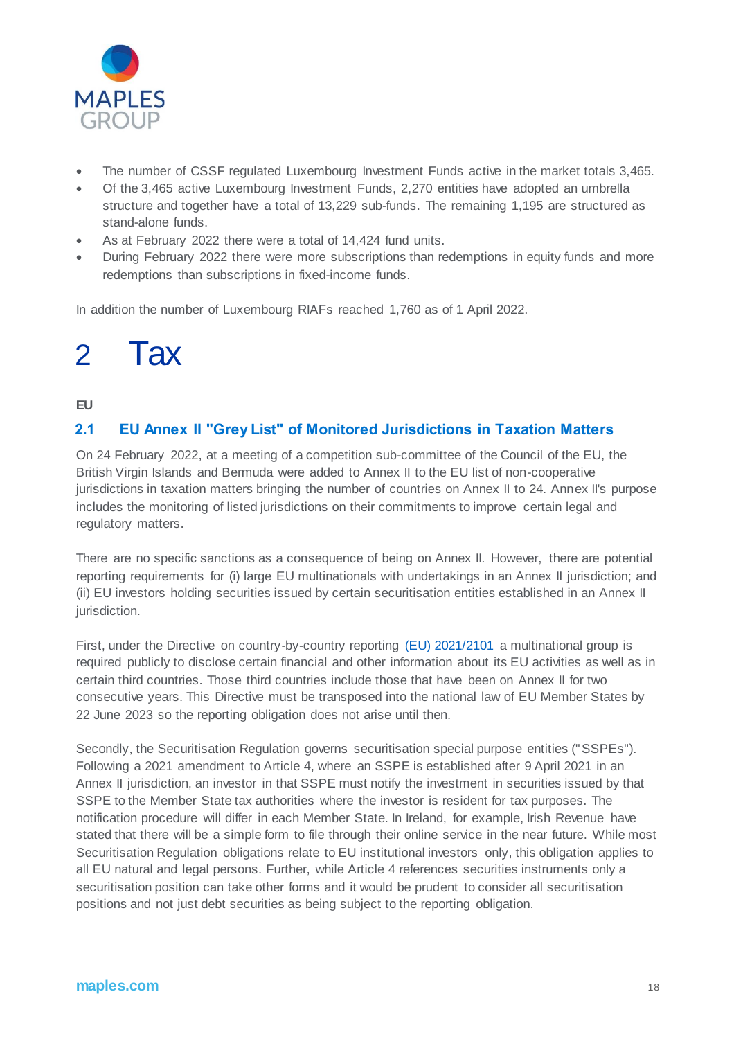- The number of CSSF regulated Luxembourg Investment Funds active in the market totals 3,465.
- Of the 3,465 active Luxembourg Investment Funds, 2,270 entities have adopted an umbrella structure and together have a total of 13,229 sub-funds. The remaining 1,195 are structured as stand-alone funds.
- As at February 2022 there were a total of 14,424 fund units.
- During February 2022 there were more subscriptions than redemptions in equity funds and more redemptions than subscriptions in fixed-income funds.

In addition the number of Luxembourg RIAFs reached 1,760 as of 1 April 2022.

# 2 Tax

**EU**

## 2.1 EU Annex II "Grey List" of Monitored Jurisdictions in Taxation Matters

On 24 February 2022, at a meeting of a competition sub-committee of the Council of the EU, the British Virgin Islands and Bermuda were added to Annex II to the EU list of non-cooperative jurisdictions in taxation matters bringing the number of countries on Annex II to 24. Annex II's purpose includes the monitoring of listed jurisdictions on their commitments to improve certain legal and regulatory matters.

There are no specific sanctions as a consequence of being on Annex II. However, there are potential reporting requirements for (i) large EU multinationals with undertakings in an Annex II jurisdiction; and (ii) EU investors holding securities issued by certain securitisation entities established in an Annex II jurisdiction.

First, under the Directive on country-by-country reporting (EU) 2021/2101 a multinational group is required publicly to disclose certain financial and other information about its EU activities as well as in certain third countries. Those third countries include those that have been on Annex II for two consecutive years. This Directive must be transposed into the national law of EU Member States by 22 June 2023 so the reporting obligation does not arise until then.

Secondly, the Securitisation Regulation governs securitisation special purpose entities ("SSPEs"). Following a 2021 amendment to Article 4, where an SSPE is established after 9 April 2021 in an Annex II jurisdiction, an investor in that SSPE must notify the investment in securities issued by that SSPE to the Member State tax authorities where the investor is resident for tax purposes. The notification procedure will differ in each Member State. In Ireland, for example, Irish Revenue have stated that there will be a simple form to file through their online service in the near future. While most Securitisation Regulation obligations relate to EU institutional investors only, this obligation applies to all EU natural and legal persons. Further, while Article 4 references securities instruments only a securitisation position can take other forms and it would be prudent to consider all securitisation positions and not just debt securities as being subject to the reporting obligation.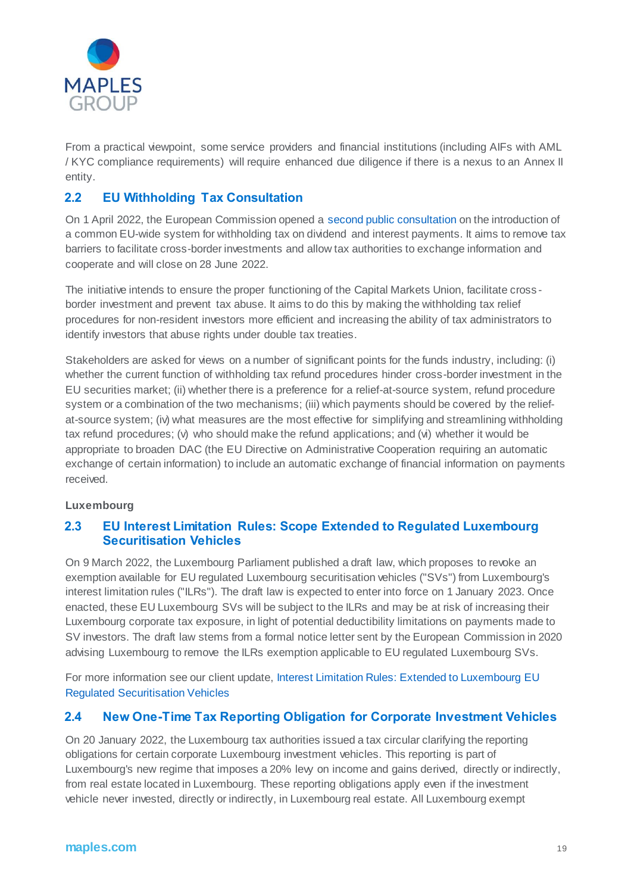From a practical viewpoint, some service providers and financial institutions (including AIFs with AML / KYC compliance requirements) will require enhanced due diligence if there is a nexus to an Annex II entity.

## 2.2 EU Withholding Tax Consultation

On 1 April 2022, the European Commission opened a second public consultation on the introduction of a common EU-wide system for withholding tax on dividend and interest payments. It aims to remove tax barriers to facilitate cross-border investments and allow tax authorities to exchange information and cooperate and will close on 28 June 2022.

The initiative intends to ensure the proper functioning of the Capital Markets Union, facilitate cross-border investment and prevent tax abuse. It aims to do this by making the withholding tax relief procedures for non-resident investors more efficient and increasing the ability of tax administrators to identify investors that abuse rights under double tax treaties.

Stakeholders are asked for views on a number of significant points for the funds industry, including: (i) whether the current function of withholding tax refund procedures hinder cross-border investment in the EU securities market; (ii) whether there is a preference for a relief-at-source system, refund procedure system or a combination of the two mechanisms; (iii) which payments should be covered by the relief-at-source system; (iv) what measures are the most effective for simplifying and streamlining withholding tax refund procedures; (v) who should make the refund applications; and (vi) whether it would be appropriate to broaden DAC (the EU Directive on Administrative Cooperation requiring an automatic exchange of certain information) to include an automatic exchange of financial information on payments received.

**Luxembourg**

## 2.3 EU Interest Limitation Rules: Scope Extended to Regulated Luxembourg Securitisation Vehicles

On 9 March 2022, the Luxembourg Parliament published a draft law, which proposes to revoke an exemption available for EU regulated Luxembourg securitisation vehicles ("SVs") from Luxembourg's interest limitation rules ("ILRs"). The draft law is expected to enter into force on 1 January 2023. Once enacted, these EU Luxembourg SVs will be subject to the ILRs and may be at risk of increasing their Luxembourg corporate tax exposure, in light of potential deductibility limitations on payments made to SV investors. The draft law stems from a formal notice letter sent by the European Commission in 2020 advising Luxembourg to remove the ILRs exemption applicable to EU regulated Luxembourg SVs.

For more information see our client update, Interest Limitation Rules: Extended to Luxembourg EU Regulated Securitisation Vehicles

## 2.4 New One-Time Tax Reporting Obligation for Corporate Investment Vehicles

On 20 January 2022, the Luxembourg tax authorities issued a tax circular clarifying the reporting obligations for certain corporate Luxembourg investment vehicles. This reporting is part of Luxembourg's new regime that imposes a 20% levy on income and gains derived, directly or indirectly, from real estate located in Luxembourg. These reporting obligations apply even if the investment vehicle never invested, directly or indirectly, in Luxembourg real estate. All Luxembourg exempt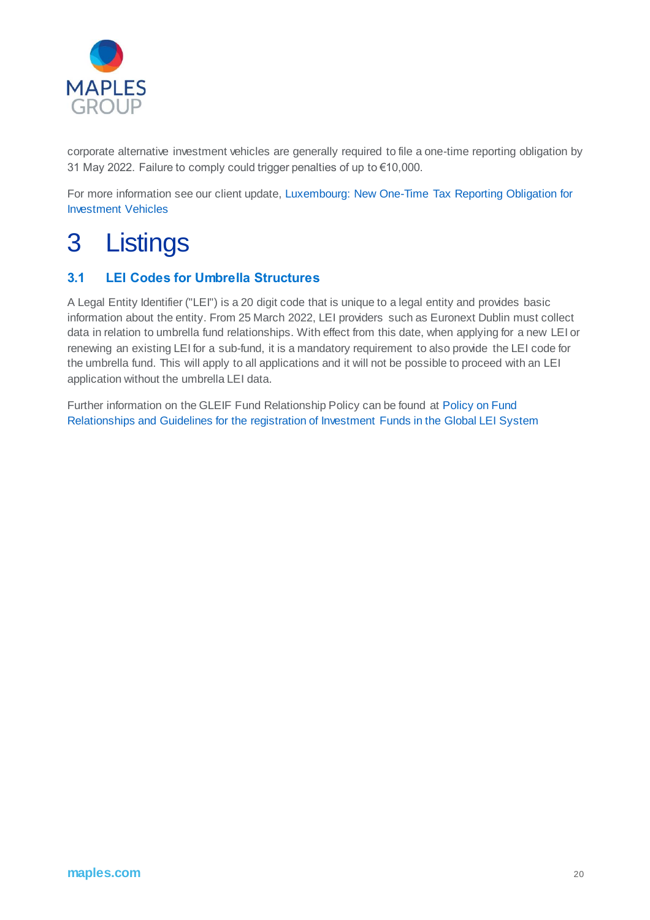corporate alternative investment vehicles are generally required to file a one-time reporting obligation by 31 May 2022. Failure to comply could trigger penalties of up to €10,000.

For more information see our client update, Luxembourg: New One-Time Tax Reporting Obligation for Investment Vehicles

# 3 Listings

## 3.1 LEI Codes for Umbrella Structures

A Legal Entity Identifier ("LEI") is a 20 digit code that is unique to a legal entity and provides basic information about the entity. From 25 March 2022, LEI providers such as Euronext Dublin must collect data in relation to umbrella fund relationships. With effect from this date, when applying for a new LEI or renewing an existing LEI for a sub-fund, it is a mandatory requirement to also provide the LEI code for the umbrella fund. This will apply to all applications and it will not be possible to proceed with an LEI application without the umbrella LEI data.

Further information on the GLEIF Fund Relationship Policy can be found at Policy on Fund Relationships and Guidelines for the registration of Investment Funds in the Global LEI System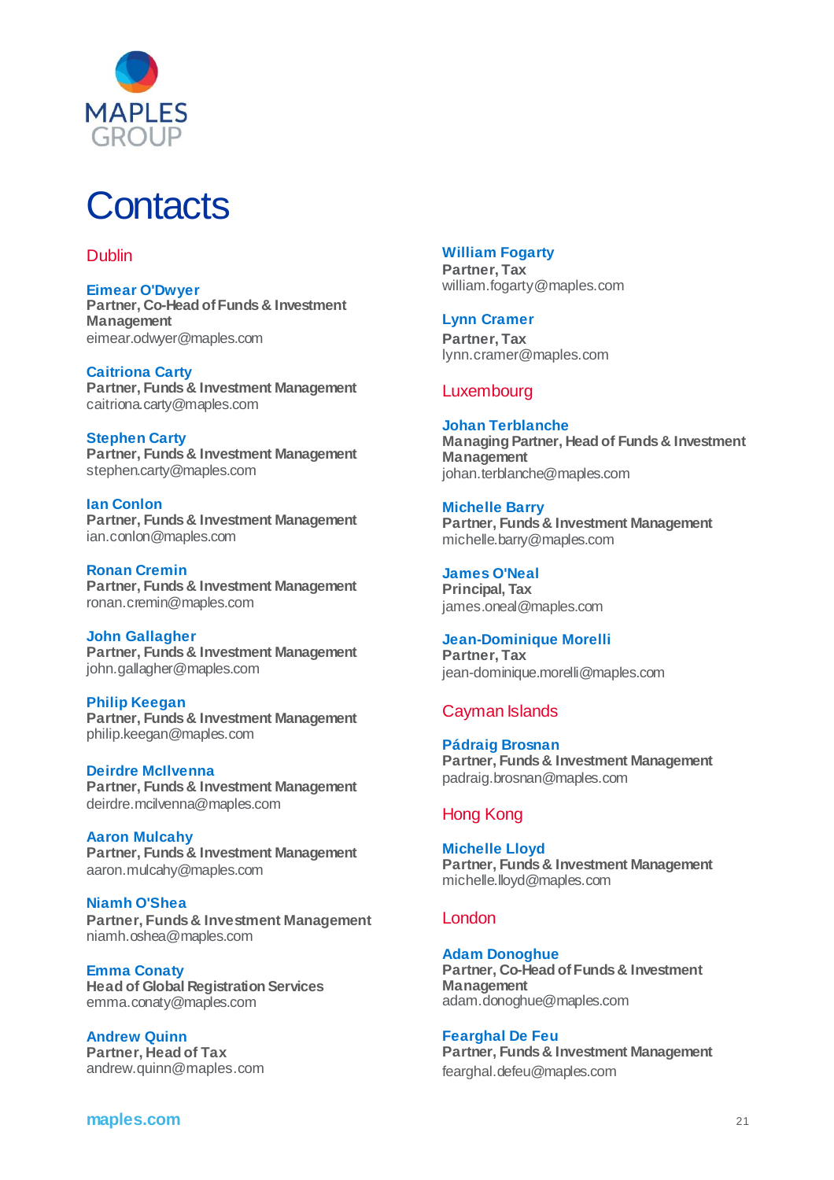MAPLES GROUP

# Contacts

## Dublin

**Eimear O'Dwyer**
**Partner, Co-Head of Funds & Investment Management**
eimear.odwyer@maples.com

**Caitriona Carty**
**Partner, Funds & Investment Management**
caitriona.carty@maples.com

**Stephen Carty**
**Partner, Funds & Investment Management**
stephen.carty@maples.com

**Ian Conlon**
**Partner, Funds & Investment Management**
ian.conlon@maples.com

**Ronan Cremin**
**Partner, Funds & Investment Management**
ronan.cremin@maples.com

**John Gallagher**
**Partner, Funds & Investment Management**
john.gallagher@maples.com

**Philip Keegan**
**Partner, Funds & Investment Management**
philip.keegan@maples.com

**Deirdre McIlvenna**
**Partner, Funds & Investment Management**
deirdre.mcilvenna@maples.com

**Aaron Mulcahy**
**Partner, Funds & Investment Management**
aaron.mulcahy@maples.com

**Niamh O'Shea**
**Partner, Funds & Investment Management**
niamh.oshea@maples.com

**Emma Conaty**
**Head of Global Registration Services**
emma.conaty@maples.com

**Andrew Quinn**
**Partner, Head of Tax**
andrew.quinn@maples.com

**William Fogarty**
**Partner, Tax**
william.fogarty@maples.com

**Lynn Cramer**
**Partner, Tax**
lynn.cramer@maples.com

## Luxembourg

**Johan Terblanche**
**Managing Partner, Head of Funds & Investment Management**
johan.terblanche@maples.com

**Michelle Barry**
**Partner, Funds & Investment Management**
michelle.barry@maples.com

**James O'Neal**
**Principal, Tax**
james.oneal@maples.com

**Jean-Dominique Morelli**
**Partner, Tax**
jean-dominique.morelli@maples.com

## Cayman Islands

**Pádraig Brosnan**
**Partner, Funds & Investment Management**
padraig.brosnan@maples.com

## Hong Kong

**Michelle Lloyd**
**Partner, Funds & Investment Management**
michelle.lloyd@maples.com

## London

**Adam Donoghue**
**Partner, Co-Head of Funds & Investment Management**
adam.donoghue@maples.com

**Fearghal De Feu**
**Partner, Funds & Investment Management**
fearghal.defeu@maples.com

maples.com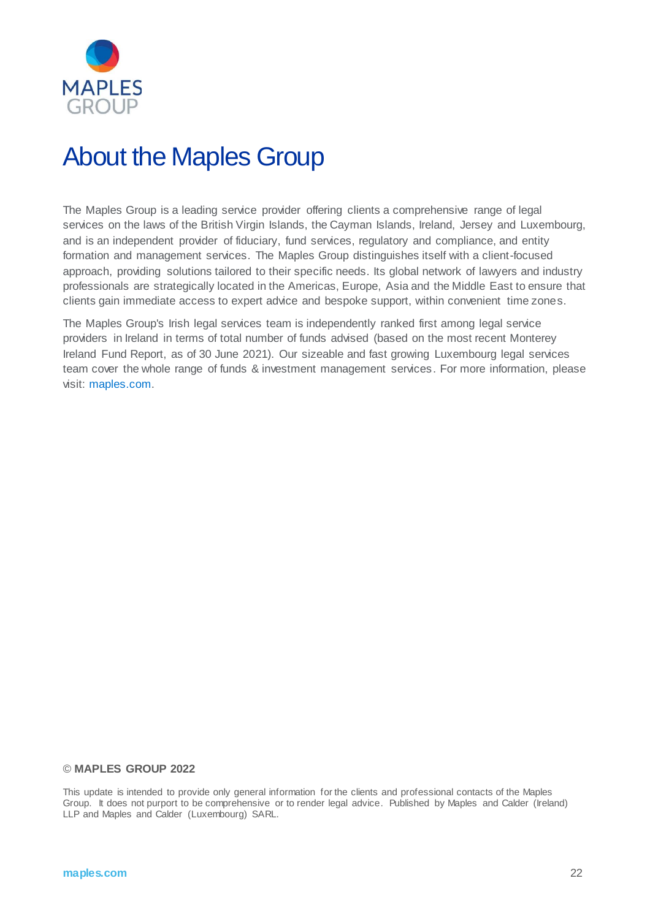# About the Maples Group

The Maples Group is a leading service provider offering clients a comprehensive range of legal services on the laws of the British Virgin Islands, the Cayman Islands, Ireland, Jersey and Luxembourg, and is an independent provider of fiduciary, fund services, regulatory and compliance, and entity formation and management services. The Maples Group distinguishes itself with a client-focused approach, providing solutions tailored to their specific needs. Its global network of lawyers and industry professionals are strategically located in the Americas, Europe, Asia and the Middle East to ensure that clients gain immediate access to expert advice and bespoke support, within convenient time zones.

The Maples Group's Irish legal services team is independently ranked first among legal service providers in Ireland in terms of total number of funds advised (based on the most recent Monterey Ireland Fund Report, as of 30 June 2021). Our sizeable and fast growing Luxembourg legal services team cover the whole range of funds & investment management services. For more information, please visit: maples.com.

**© MAPLES GROUP 2022**

This update is intended to provide only general information for the clients and professional contacts of the Maples Group. It does not purport to be comprehensive or to render legal advice. Published by Maples and Calder (Ireland) LLP and Maples and Calder (Luxembourg) SARL.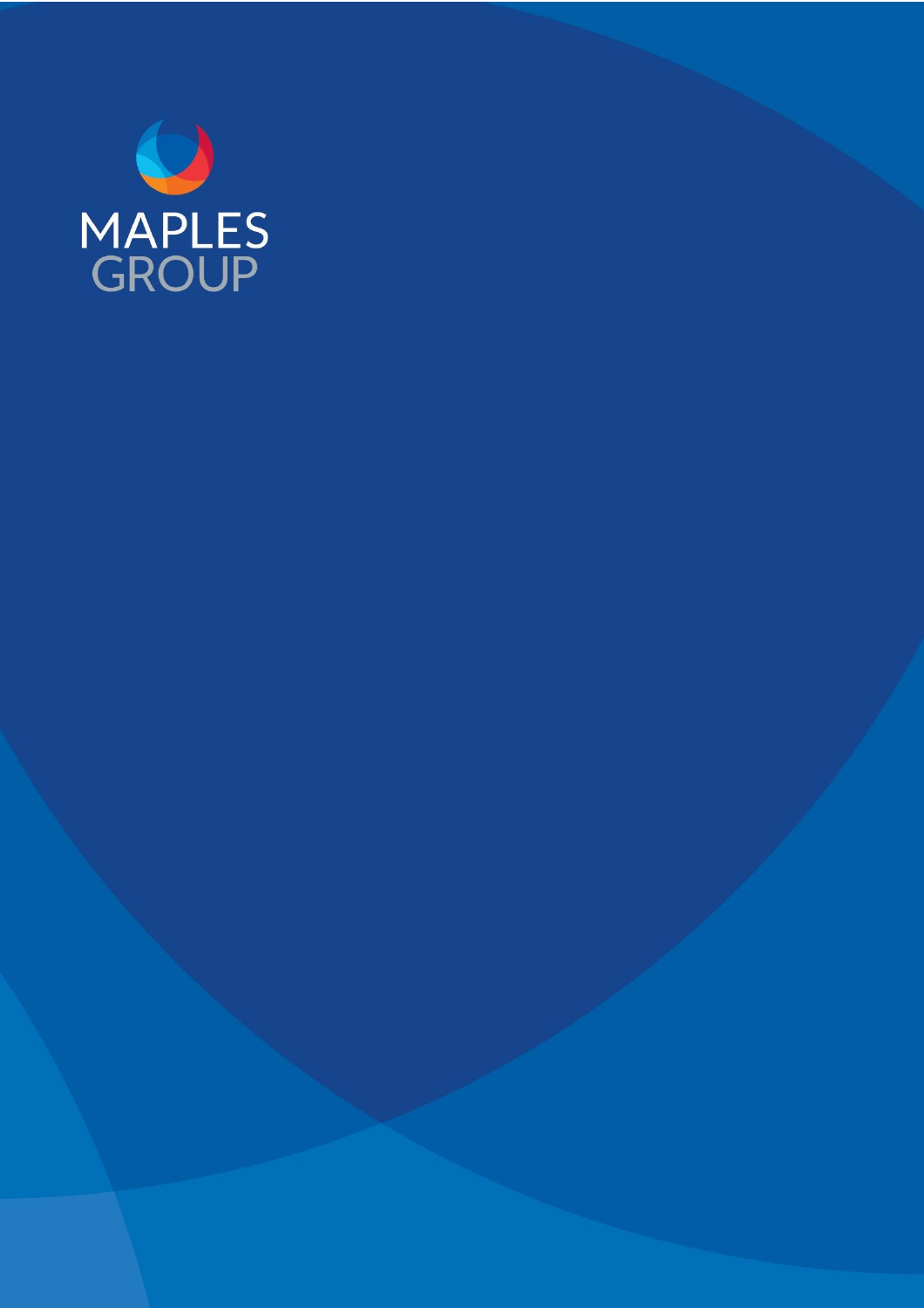MAPLES
GROUP